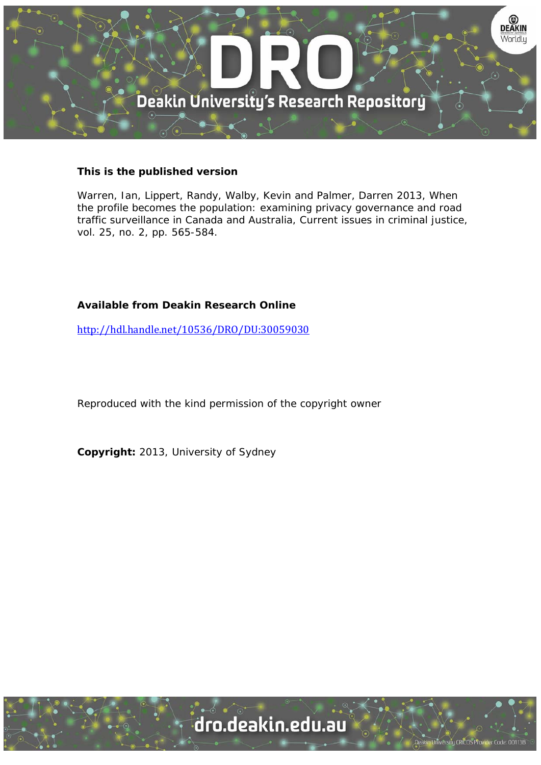**This is the published version**

Warren, Ian, Lippert, Randy, Walby, Kevin and Palmer, Darren 2013, When the profile becomes the population: examining privacy governance and road traffic surveillance in Canada and Australia, Current issues in criminal justice, vol. 25, no. 2, pp. 565-584.

**Available from Deakin Research Online**

http://hdl.handle.net/10536/DRO/DU:30059030

Reproduced with the kind permission of the copyright owner

**Copyright:** 2013, University of Sydney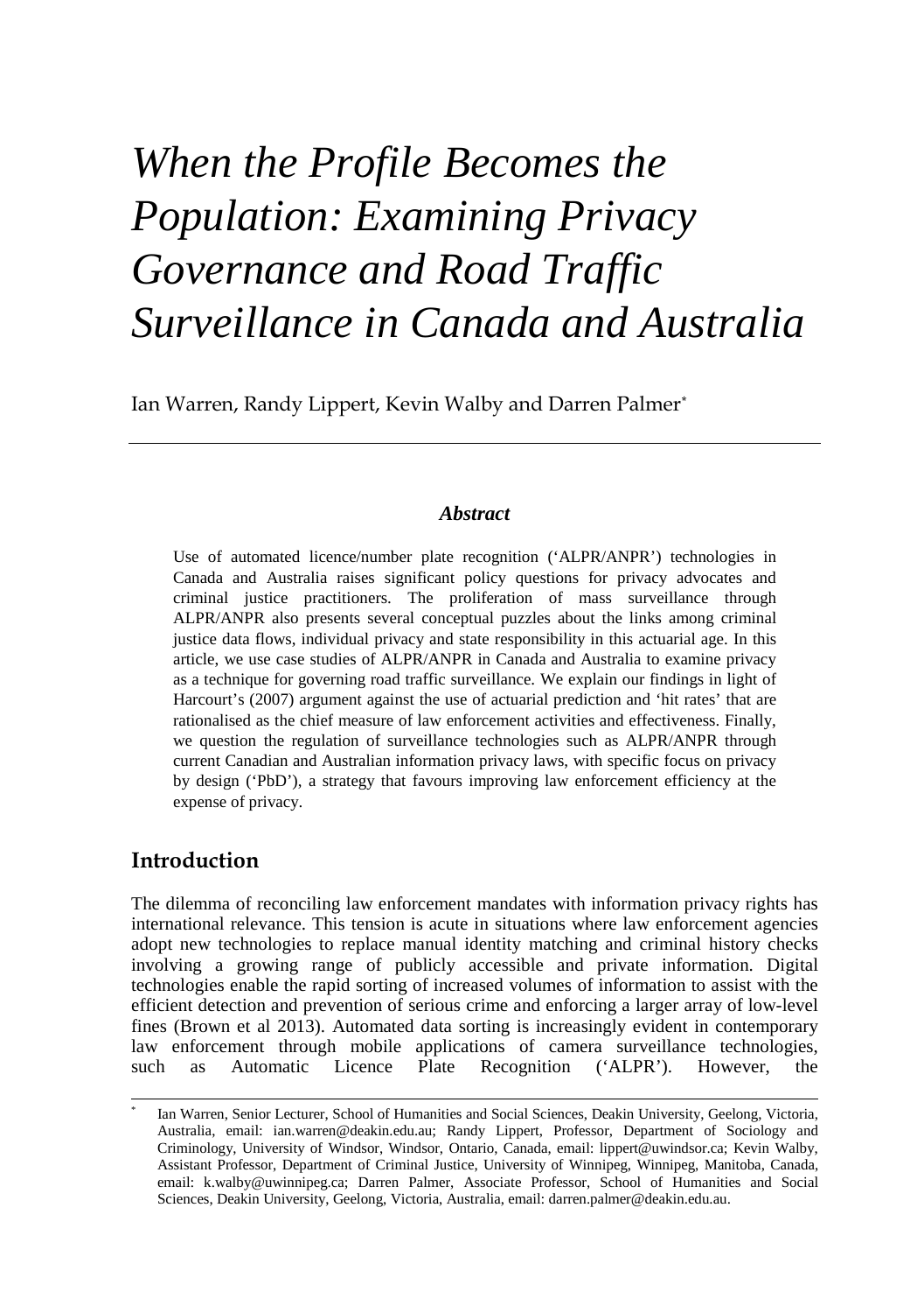# *When the Profile Becomes the Population: Examining Privacy Governance and Road Traffic Surveillance in Canada and Australia*

Ian Warren, Randy Lippert, Kevin Walby and Darren Palmer*

### *Abstract*

Use of automated licence/number plate recognition ('ALPR/ANPR') technologies in Canada and Australia raises significant policy questions for privacy advocates and criminal justice practitioners. The proliferation of mass surveillance through ALPR/ANPR also presents several conceptual puzzles about the links among criminal justice data flows, individual privacy and state responsibility in this actuarial age. In this article, we use case studies of ALPR/ANPR in Canada and Australia to examine privacy as a technique for governing road traffic surveillance. We explain our findings in light of Harcourt's (2007) argument against the use of actuarial prediction and 'hit rates' that are rationalised as the chief measure of law enforcement activities and effectiveness. Finally, we question the regulation of surveillance technologies such as ALPR/ANPR through current Canadian and Australian information privacy laws, with specific focus on privacy by design ('PbD'), a strategy that favours improving law enforcement efficiency at the expense of privacy.

## Introduction

The dilemma of reconciling law enforcement mandates with information privacy rights has international relevance. This tension is acute in situations where law enforcement agencies adopt new technologies to replace manual identity matching and criminal history checks involving a growing range of publicly accessible and private information. Digital technologies enable the rapid sorting of increased volumes of information to assist with the efficient detection and prevention of serious crime and enforcing a larger array of low-level fines (Brown et al 2013). Automated data sorting is increasingly evident in contemporary law enforcement through mobile applications of camera surveillance technologies, such as Automatic Licence Plate Recognition ('ALPR'). However, the

---

\* Ian Warren, Senior Lecturer, School of Humanities and Social Sciences, Deakin University, Geelong, Victoria, Australia, email: ian.warren@deakin.edu.au; Randy Lippert, Professor, Department of Sociology and Criminology, University of Windsor, Windsor, Ontario, Canada, email: lippert@uwindsor.ca; Kevin Walby, Assistant Professor, Department of Criminal Justice, University of Winnipeg, Winnipeg, Manitoba, Canada, email: k.walby@uwinnipeg.ca; Darren Palmer, Associate Professor, School of Humanities and Social Sciences, Deakin University, Geelong, Victoria, Australia, email: darren.palmer@deakin.edu.au.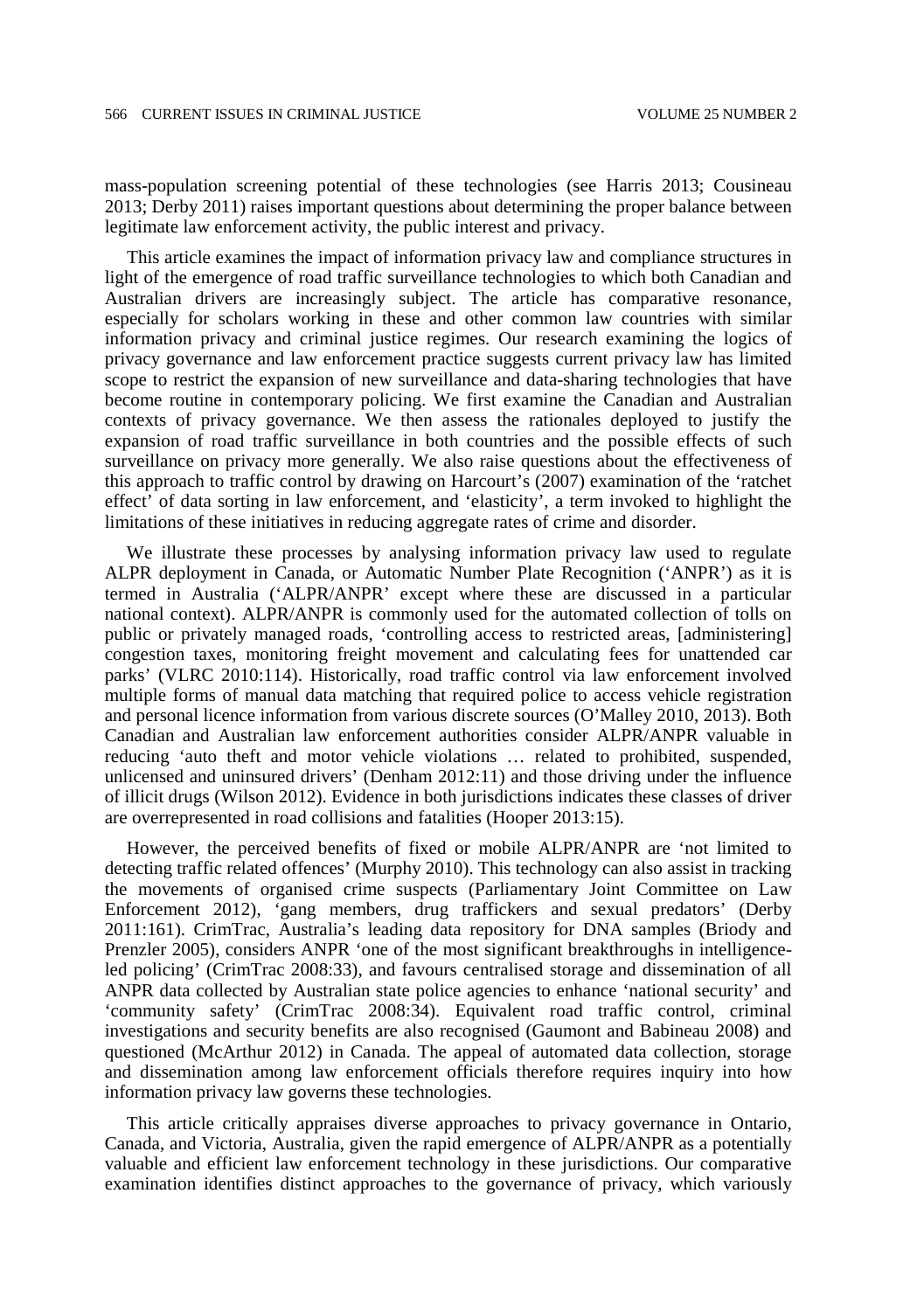mass-population screening potential of these technologies (see Harris 2013; Cousineau 2013; Derby 2011) raises important questions about determining the proper balance between legitimate law enforcement activity, the public interest and privacy.

This article examines the impact of information privacy law and compliance structures in light of the emergence of road traffic surveillance technologies to which both Canadian and Australian drivers are increasingly subject. The article has comparative resonance, especially for scholars working in these and other common law countries with similar information privacy and criminal justice regimes. Our research examining the logics of privacy governance and law enforcement practice suggests current privacy law has limited scope to restrict the expansion of new surveillance and data-sharing technologies that have become routine in contemporary policing. We first examine the Canadian and Australian contexts of privacy governance. We then assess the rationales deployed to justify the expansion of road traffic surveillance in both countries and the possible effects of such surveillance on privacy more generally. We also raise questions about the effectiveness of this approach to traffic control by drawing on Harcourt's (2007) examination of the 'ratchet effect' of data sorting in law enforcement, and 'elasticity', a term invoked to highlight the limitations of these initiatives in reducing aggregate rates of crime and disorder.

We illustrate these processes by analysing information privacy law used to regulate ALPR deployment in Canada, or Automatic Number Plate Recognition ('ANPR') as it is termed in Australia ('ALPR/ANPR' except where these are discussed in a particular national context). ALPR/ANPR is commonly used for the automated collection of tolls on public or privately managed roads, 'controlling access to restricted areas, [administering] congestion taxes, monitoring freight movement and calculating fees for unattended car parks' (VLRC 2010:114). Historically, road traffic control via law enforcement involved multiple forms of manual data matching that required police to access vehicle registration and personal licence information from various discrete sources (O'Malley 2010, 2013). Both Canadian and Australian law enforcement authorities consider ALPR/ANPR valuable in reducing 'auto theft and motor vehicle violations … related to prohibited, suspended, unlicensed and uninsured drivers' (Denham 2012:11) and those driving under the influence of illicit drugs (Wilson 2012). Evidence in both jurisdictions indicates these classes of driver are overrepresented in road collisions and fatalities (Hooper 2013:15).

However, the perceived benefits of fixed or mobile ALPR/ANPR are 'not limited to detecting traffic related offences' (Murphy 2010). This technology can also assist in tracking the movements of organised crime suspects (Parliamentary Joint Committee on Law Enforcement 2012), 'gang members, drug traffickers and sexual predators' (Derby 2011:161). CrimTrac, Australia's leading data repository for DNA samples (Briody and Prenzler 2005), considers ANPR 'one of the most significant breakthroughs in intelligence-led policing' (CrimTrac 2008:33), and favours centralised storage and dissemination of all ANPR data collected by Australian state police agencies to enhance 'national security' and 'community safety' (CrimTrac 2008:34). Equivalent road traffic control, criminal investigations and security benefits are also recognised (Gaumont and Babineau 2008) and questioned (McArthur 2012) in Canada. The appeal of automated data collection, storage and dissemination among law enforcement officials therefore requires inquiry into how information privacy law governs these technologies.

This article critically appraises diverse approaches to privacy governance in Ontario, Canada, and Victoria, Australia, given the rapid emergence of ALPR/ANPR as a potentially valuable and efficient law enforcement technology in these jurisdictions. Our comparative examination identifies distinct approaches to the governance of privacy, which variously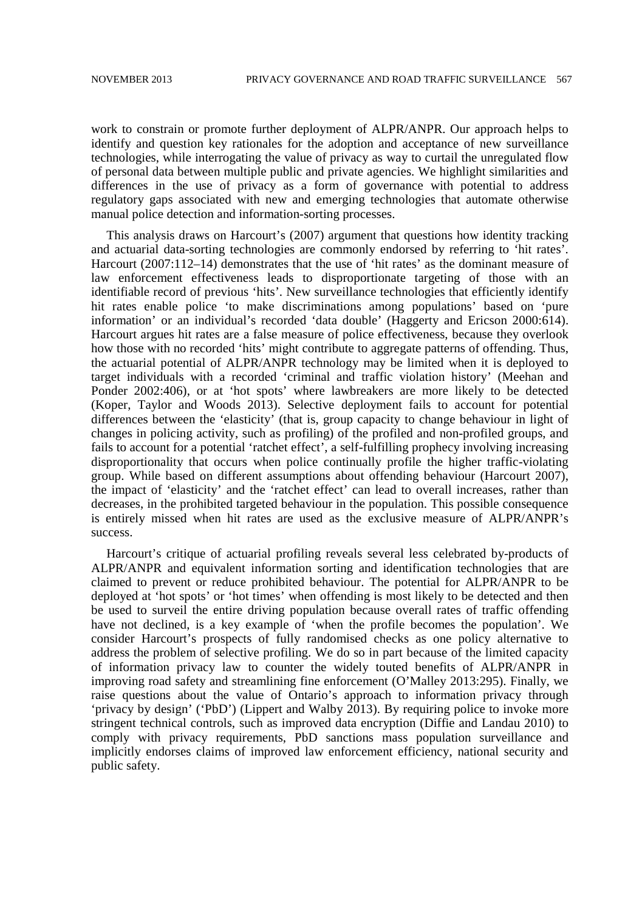work to constrain or promote further deployment of ALPR/ANPR. Our approach helps to identify and question key rationales for the adoption and acceptance of new surveillance technologies, while interrogating the value of privacy as way to curtail the unregulated flow of personal data between multiple public and private agencies. We highlight similarities and differences in the use of privacy as a form of governance with potential to address regulatory gaps associated with new and emerging technologies that automate otherwise manual police detection and information-sorting processes.

This analysis draws on Harcourt's (2007) argument that questions how identity tracking and actuarial data-sorting technologies are commonly endorsed by referring to 'hit rates'. Harcourt (2007:112–14) demonstrates that the use of 'hit rates' as the dominant measure of law enforcement effectiveness leads to disproportionate targeting of those with an identifiable record of previous 'hits'. New surveillance technologies that efficiently identify hit rates enable police 'to make discriminations among populations' based on 'pure information' or an individual's recorded 'data double' (Haggerty and Ericson 2000:614). Harcourt argues hit rates are a false measure of police effectiveness, because they overlook how those with no recorded 'hits' might contribute to aggregate patterns of offending. Thus, the actuarial potential of ALPR/ANPR technology may be limited when it is deployed to target individuals with a recorded 'criminal and traffic violation history' (Meehan and Ponder 2002:406), or at 'hot spots' where lawbreakers are more likely to be detected (Koper, Taylor and Woods 2013). Selective deployment fails to account for potential differences between the 'elasticity' (that is, group capacity to change behaviour in light of changes in policing activity, such as profiling) of the profiled and non-profiled groups, and fails to account for a potential 'ratchet effect', a self-fulfilling prophecy involving increasing disproportionality that occurs when police continually profile the higher traffic-violating group. While based on different assumptions about offending behaviour (Harcourt 2007), the impact of 'elasticity' and the 'ratchet effect' can lead to overall increases, rather than decreases, in the prohibited targeted behaviour in the population. This possible consequence is entirely missed when hit rates are used as the exclusive measure of ALPR/ANPR's success.

Harcourt's critique of actuarial profiling reveals several less celebrated by-products of ALPR/ANPR and equivalent information sorting and identification technologies that are claimed to prevent or reduce prohibited behaviour. The potential for ALPR/ANPR to be deployed at 'hot spots' or 'hot times' when offending is most likely to be detected and then be used to surveil the entire driving population because overall rates of traffic offending have not declined, is a key example of 'when the profile becomes the population'. We consider Harcourt's prospects of fully randomised checks as one policy alternative to address the problem of selective profiling. We do so in part because of the limited capacity of information privacy law to counter the widely touted benefits of ALPR/ANPR in improving road safety and streamlining fine enforcement (O'Malley 2013:295). Finally, we raise questions about the value of Ontario's approach to information privacy through 'privacy by design' ('PbD') (Lippert and Walby 2013). By requiring police to invoke more stringent technical controls, such as improved data encryption (Diffie and Landau 2010) to comply with privacy requirements, PbD sanctions mass population surveillance and implicitly endorses claims of improved law enforcement efficiency, national security and public safety.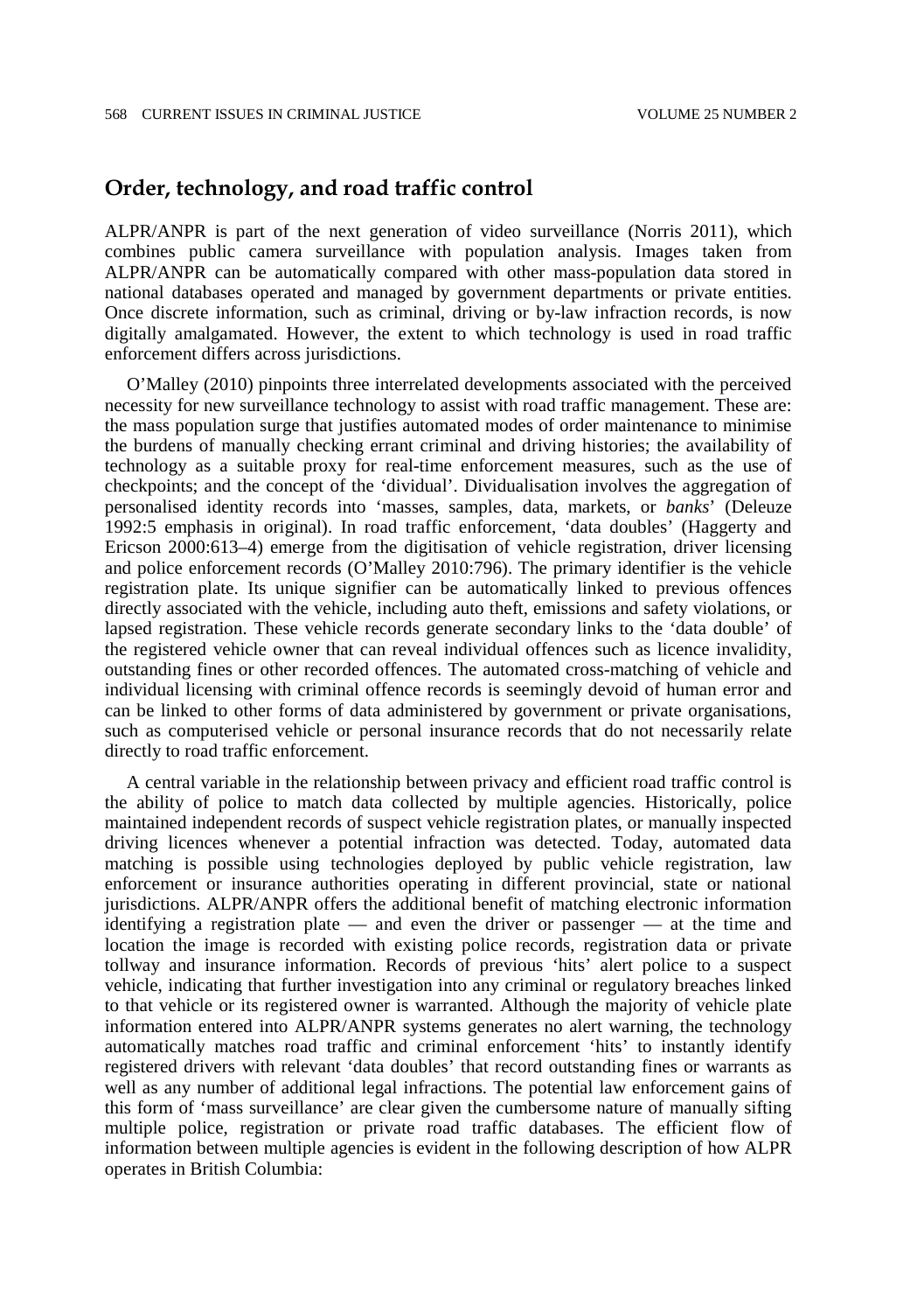## Order, technology, and road traffic control

ALPR/ANPR is part of the next generation of video surveillance (Norris 2011), which combines public camera surveillance with population analysis. Images taken from ALPR/ANPR can be automatically compared with other mass-population data stored in national databases operated and managed by government departments or private entities. Once discrete information, such as criminal, driving or by-law infraction records, is now digitally amalgamated. However, the extent to which technology is used in road traffic enforcement differs across jurisdictions.

O'Malley (2010) pinpoints three interrelated developments associated with the perceived necessity for new surveillance technology to assist with road traffic management. These are: the mass population surge that justifies automated modes of order maintenance to minimise the burdens of manually checking errant criminal and driving histories; the availability of technology as a suitable proxy for real-time enforcement measures, such as the use of checkpoints; and the concept of the 'dividual'. Dividualisation involves the aggregation of personalised identity records into 'masses, samples, data, markets, or *banks*' (Deleuze 1992:5 emphasis in original). In road traffic enforcement, 'data doubles' (Haggerty and Ericson 2000:613–4) emerge from the digitisation of vehicle registration, driver licensing and police enforcement records (O'Malley 2010:796). The primary identifier is the vehicle registration plate. Its unique signifier can be automatically linked to previous offences directly associated with the vehicle, including auto theft, emissions and safety violations, or lapsed registration. These vehicle records generate secondary links to the 'data double' of the registered vehicle owner that can reveal individual offences such as licence invalidity, outstanding fines or other recorded offences. The automated cross-matching of vehicle and individual licensing with criminal offence records is seemingly devoid of human error and can be linked to other forms of data administered by government or private organisations, such as computerised vehicle or personal insurance records that do not necessarily relate directly to road traffic enforcement.

A central variable in the relationship between privacy and efficient road traffic control is the ability of police to match data collected by multiple agencies. Historically, police maintained independent records of suspect vehicle registration plates, or manually inspected driving licences whenever a potential infraction was detected. Today, automated data matching is possible using technologies deployed by public vehicle registration, law enforcement or insurance authorities operating in different provincial, state or national jurisdictions. ALPR/ANPR offers the additional benefit of matching electronic information identifying a registration plate — and even the driver or passenger — at the time and location the image is recorded with existing police records, registration data or private tollway and insurance information. Records of previous 'hits' alert police to a suspect vehicle, indicating that further investigation into any criminal or regulatory breaches linked to that vehicle or its registered owner is warranted. Although the majority of vehicle plate information entered into ALPR/ANPR systems generates no alert warning, the technology automatically matches road traffic and criminal enforcement 'hits' to instantly identify registered drivers with relevant 'data doubles' that record outstanding fines or warrants as well as any number of additional legal infractions. The potential law enforcement gains of this form of 'mass surveillance' are clear given the cumbersome nature of manually sifting multiple police, registration or private road traffic databases. The efficient flow of information between multiple agencies is evident in the following description of how ALPR operates in British Columbia: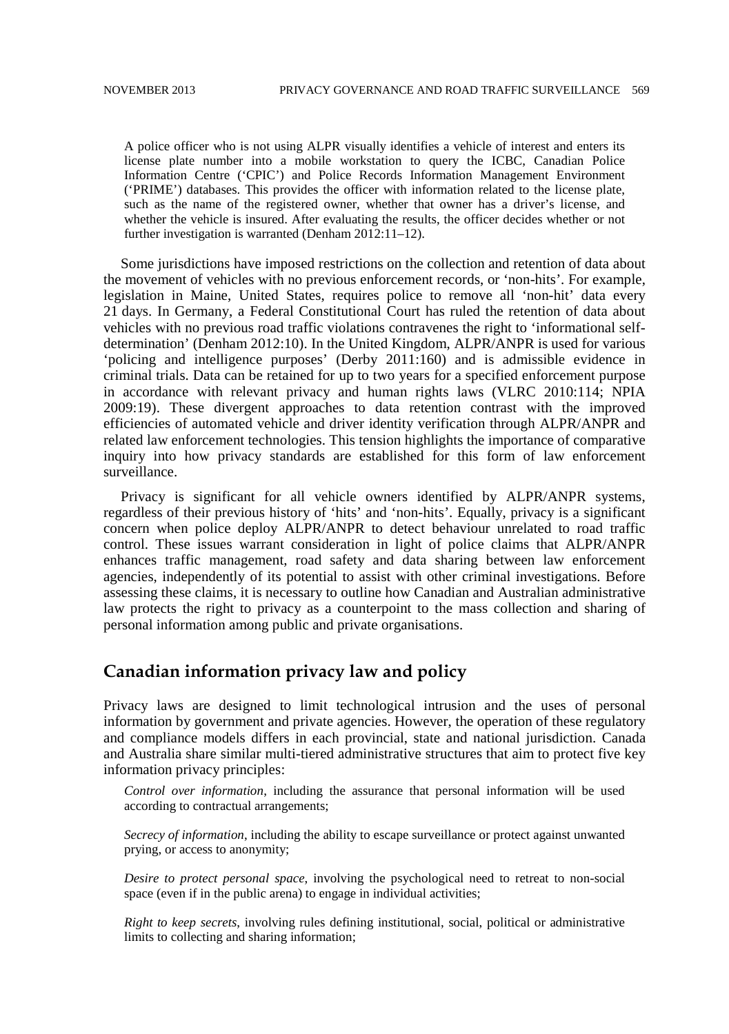> A police officer who is not using ALPR visually identifies a vehicle of interest and enters its license plate number into a mobile workstation to query the ICBC, Canadian Police Information Centre ('CPIC') and Police Records Information Management Environment ('PRIME') databases. This provides the officer with information related to the license plate, such as the name of the registered owner, whether that owner has a driver's license, and whether the vehicle is insured. After evaluating the results, the officer decides whether or not further investigation is warranted (Denham 2012:11–12).

Some jurisdictions have imposed restrictions on the collection and retention of data about the movement of vehicles with no previous enforcement records, or 'non-hits'. For example, legislation in Maine, United States, requires police to remove all 'non-hit' data every 21 days. In Germany, a Federal Constitutional Court has ruled the retention of data about vehicles with no previous road traffic violations contravenes the right to 'informational self-determination' (Denham 2012:10). In the United Kingdom, ALPR/ANPR is used for various 'policing and intelligence purposes' (Derby 2011:160) and is admissible evidence in criminal trials. Data can be retained for up to two years for a specified enforcement purpose in accordance with relevant privacy and human rights laws (VLRC 2010:114; NPIA 2009:19). These divergent approaches to data retention contrast with the improved efficiencies of automated vehicle and driver identity verification through ALPR/ANPR and related law enforcement technologies. This tension highlights the importance of comparative inquiry into how privacy standards are established for this form of law enforcement surveillance.

Privacy is significant for all vehicle owners identified by ALPR/ANPR systems, regardless of their previous history of 'hits' and 'non-hits'. Equally, privacy is a significant concern when police deploy ALPR/ANPR to detect behaviour unrelated to road traffic control. These issues warrant consideration in light of police claims that ALPR/ANPR enhances traffic management, road safety and data sharing between law enforcement agencies, independently of its potential to assist with other criminal investigations. Before assessing these claims, it is necessary to outline how Canadian and Australian administrative law protects the right to privacy as a counterpoint to the mass collection and sharing of personal information among public and private organisations.

## Canadian information privacy law and policy

Privacy laws are designed to limit technological intrusion and the uses of personal information by government and private agencies. However, the operation of these regulatory and compliance models differs in each provincial, state and national jurisdiction. Canada and Australia share similar multi-tiered administrative structures that aim to protect five key information privacy principles:

> *Control over information*, including the assurance that personal information will be used according to contractual arrangements;
>
> *Secrecy of information*, including the ability to escape surveillance or protect against unwanted prying, or access to anonymity;
>
> *Desire to protect personal space*, involving the psychological need to retreat to non-social space (even if in the public arena) to engage in individual activities;
>
> *Right to keep secrets*, involving rules defining institutional, social, political or administrative limits to collecting and sharing information;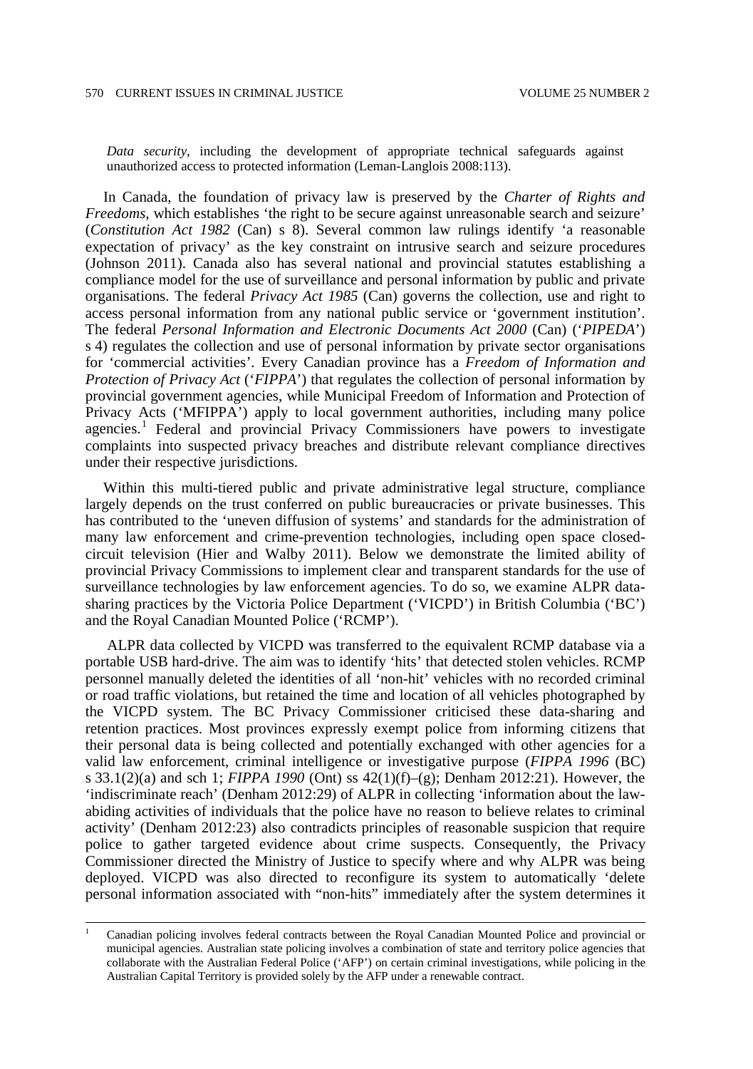*Data security*, including the development of appropriate technical safeguards against unauthorized access to protected information (Leman-Langlois 2008:113).

In Canada, the foundation of privacy law is preserved by the *Charter of Rights and Freedoms*, which establishes 'the right to be secure against unreasonable search and seizure' (*Constitution Act 1982* (Can) s 8). Several common law rulings identify 'a reasonable expectation of privacy' as the key constraint on intrusive search and seizure procedures (Johnson 2011). Canada also has several national and provincial statutes establishing a compliance model for the use of surveillance and personal information by public and private organisations. The federal *Privacy Act 1985* (Can) governs the collection, use and right to access personal information from any national public service or 'government institution'. The federal *Personal Information and Electronic Documents Act 2000* (Can) ('*PIPEDA*') s 4) regulates the collection and use of personal information by private sector organisations for 'commercial activities'. Every Canadian province has a *Freedom of Information and Protection of Privacy Act* ('*FIPPA*') that regulates the collection of personal information by provincial government agencies, while Municipal Freedom of Information and Protection of Privacy Acts ('MFIPPA') apply to local government authorities, including many police agencies.[1] Federal and provincial Privacy Commissioners have powers to investigate complaints into suspected privacy breaches and distribute relevant compliance directives under their respective jurisdictions.

Within this multi-tiered public and private administrative legal structure, compliance largely depends on the trust conferred on public bureaucracies or private businesses. This has contributed to the 'uneven diffusion of systems' and standards for the administration of many law enforcement and crime-prevention technologies, including open space closed-circuit television (Hier and Walby 2011). Below we demonstrate the limited ability of provincial Privacy Commissions to implement clear and transparent standards for the use of surveillance technologies by law enforcement agencies. To do so, we examine ALPR data-sharing practices by the Victoria Police Department ('VICPD') in British Columbia ('BC') and the Royal Canadian Mounted Police ('RCMP').

ALPR data collected by VICPD was transferred to the equivalent RCMP database via a portable USB hard-drive. The aim was to identify 'hits' that detected stolen vehicles. RCMP personnel manually deleted the identities of all 'non-hit' vehicles with no recorded criminal or road traffic violations, but retained the time and location of all vehicles photographed by the VICPD system. The BC Privacy Commissioner criticised these data-sharing and retention practices. Most provinces expressly exempt police from informing citizens that their personal data is being collected and potentially exchanged with other agencies for a valid law enforcement, criminal intelligence or investigative purpose (*FIPPA 1996* (BC) s 33.1(2)(a) and sch 1; *FIPPA 1990* (Ont) ss 42(1)(f)–(g); Denham 2012:21). However, the 'indiscriminate reach' (Denham 2012:29) of ALPR in collecting 'information about the law-abiding activities of individuals that the police have no reason to believe relates to criminal activity' (Denham 2012:23) also contradicts principles of reasonable suspicion that require police to gather targeted evidence about crime suspects. Consequently, the Privacy Commissioner directed the Ministry of Justice to specify where and why ALPR was being deployed. VICPD was also directed to reconfigure its system to automatically 'delete personal information associated with "non-hits" immediately after the system determines it

[1] Canadian policing involves federal contracts between the Royal Canadian Mounted Police and provincial or municipal agencies. Australian state policing involves a combination of state and territory police agencies that collaborate with the Australian Federal Police ('AFP') on certain criminal investigations, while policing in the Australian Capital Territory is provided solely by the AFP under a renewable contract.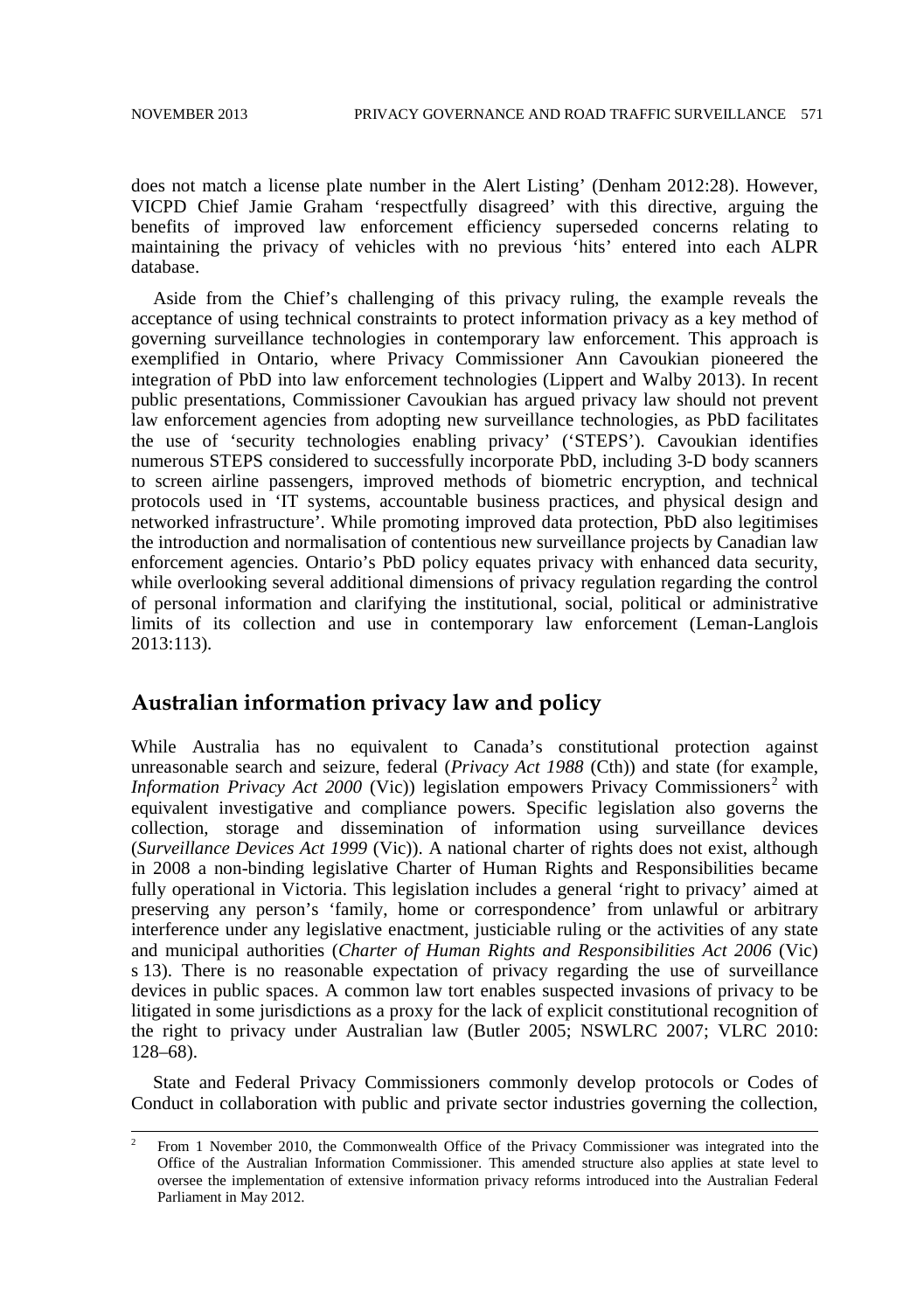does not match a license plate number in the Alert Listing' (Denham 2012:28). However, VICPD Chief Jamie Graham 'respectfully disagreed' with this directive, arguing the benefits of improved law enforcement efficiency superseded concerns relating to maintaining the privacy of vehicles with no previous 'hits' entered into each ALPR database.

Aside from the Chief's challenging of this privacy ruling, the example reveals the acceptance of using technical constraints to protect information privacy as a key method of governing surveillance technologies in contemporary law enforcement. This approach is exemplified in Ontario, where Privacy Commissioner Ann Cavoukian pioneered the integration of PbD into law enforcement technologies (Lippert and Walby 2013). In recent public presentations, Commissioner Cavoukian has argued privacy law should not prevent law enforcement agencies from adopting new surveillance technologies, as PbD facilitates the use of 'security technologies enabling privacy' ('STEPS'). Cavoukian identifies numerous STEPS considered to successfully incorporate PbD, including 3-D body scanners to screen airline passengers, improved methods of biometric encryption, and technical protocols used in 'IT systems, accountable business practices, and physical design and networked infrastructure'. While promoting improved data protection, PbD also legitimises the introduction and normalisation of contentious new surveillance projects by Canadian law enforcement agencies. Ontario's PbD policy equates privacy with enhanced data security, while overlooking several additional dimensions of privacy regulation regarding the control of personal information and clarifying the institutional, social, political or administrative limits of its collection and use in contemporary law enforcement (Leman-Langlois 2013:113).

## Australian information privacy law and policy

While Australia has no equivalent to Canada's constitutional protection against unreasonable search and seizure, federal (*Privacy Act 1988* (Cth)) and state (for example, *Information Privacy Act 2000* (Vic)) legislation empowers Privacy Commissioners[2] with equivalent investigative and compliance powers. Specific legislation also governs the collection, storage and dissemination of information using surveillance devices (*Surveillance Devices Act 1999* (Vic)). A national charter of rights does not exist, although in 2008 a non-binding legislative Charter of Human Rights and Responsibilities became fully operational in Victoria. This legislation includes a general 'right to privacy' aimed at preserving any person's 'family, home or correspondence' from unlawful or arbitrary interference under any legislative enactment, justiciable ruling or the activities of any state and municipal authorities (*Charter of Human Rights and Responsibilities Act 2006* (Vic) s 13). There is no reasonable expectation of privacy regarding the use of surveillance devices in public spaces. A common law tort enables suspected invasions of privacy to be litigated in some jurisdictions as a proxy for the lack of explicit constitutional recognition of the right to privacy under Australian law (Butler 2005; NSWLRC 2007; VLRC 2010: 128–68).

State and Federal Privacy Commissioners commonly develop protocols or Codes of Conduct in collaboration with public and private sector industries governing the collection,

[2] From 1 November 2010, the Commonwealth Office of the Privacy Commissioner was integrated into the Office of the Australian Information Commissioner. This amended structure also applies at state level to oversee the implementation of extensive information privacy reforms introduced into the Australian Federal Parliament in May 2012.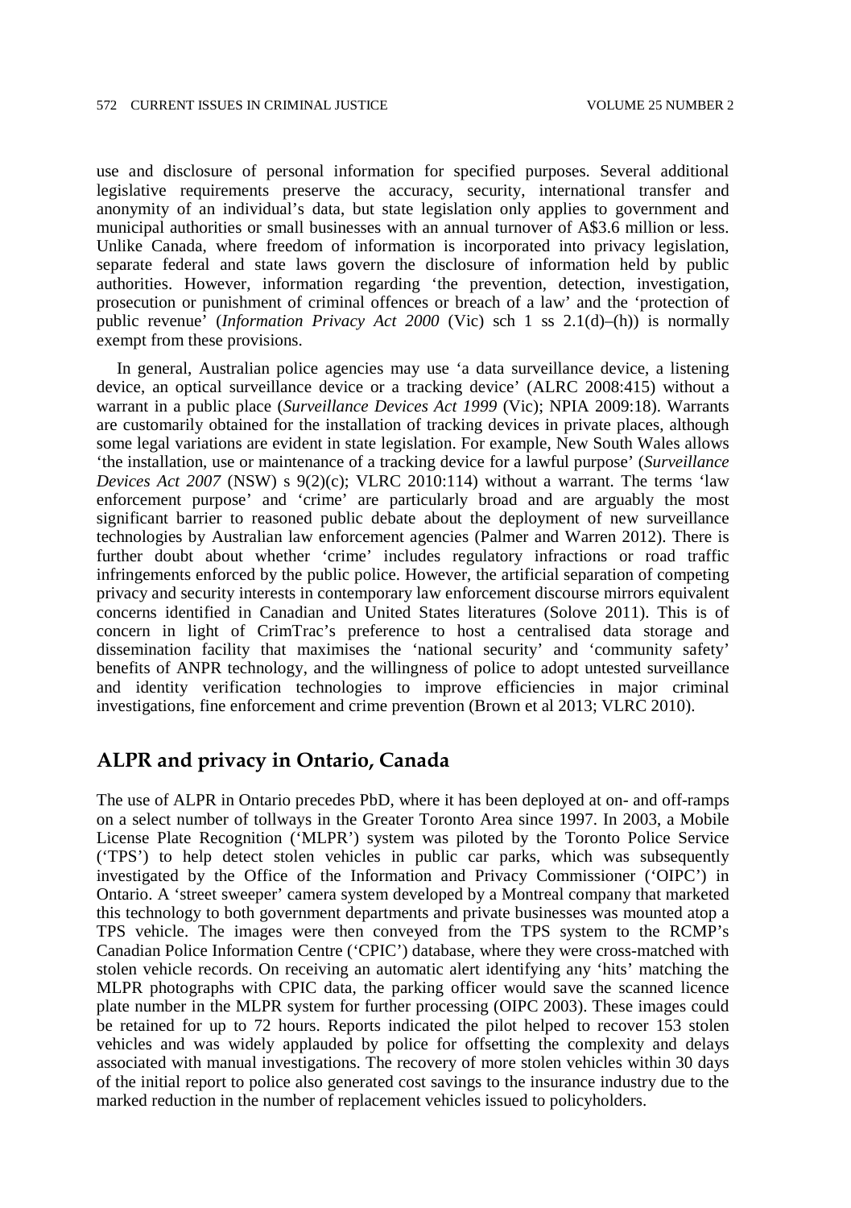use and disclosure of personal information for specified purposes. Several additional legislative requirements preserve the accuracy, security, international transfer and anonymity of an individual's data, but state legislation only applies to government and municipal authorities or small businesses with an annual turnover of A$3.6 million or less. Unlike Canada, where freedom of information is incorporated into privacy legislation, separate federal and state laws govern the disclosure of information held by public authorities. However, information regarding 'the prevention, detection, investigation, prosecution or punishment of criminal offences or breach of a law' and the 'protection of public revenue' (*Information Privacy Act 2000* (Vic) sch 1 ss 2.1(d)–(h)) is normally exempt from these provisions.

In general, Australian police agencies may use 'a data surveillance device, a listening device, an optical surveillance device or a tracking device' (ALRC 2008:415) without a warrant in a public place (*Surveillance Devices Act 1999* (Vic); NPIA 2009:18). Warrants are customarily obtained for the installation of tracking devices in private places, although some legal variations are evident in state legislation. For example, New South Wales allows 'the installation, use or maintenance of a tracking device for a lawful purpose' (*Surveillance Devices Act 2007* (NSW) s 9(2)(c); VLRC 2010:114) without a warrant. The terms 'law enforcement purpose' and 'crime' are particularly broad and are arguably the most significant barrier to reasoned public debate about the deployment of new surveillance technologies by Australian law enforcement agencies (Palmer and Warren 2012). There is further doubt about whether 'crime' includes regulatory infractions or road traffic infringements enforced by the public police. However, the artificial separation of competing privacy and security interests in contemporary law enforcement discourse mirrors equivalent concerns identified in Canadian and United States literatures (Solove 2011). This is of concern in light of CrimTrac's preference to host a centralised data storage and dissemination facility that maximises the 'national security' and 'community safety' benefits of ANPR technology, and the willingness of police to adopt untested surveillance and identity verification technologies to improve efficiencies in major criminal investigations, fine enforcement and crime prevention (Brown et al 2013; VLRC 2010).

## ALPR and privacy in Ontario, Canada

The use of ALPR in Ontario precedes PbD, where it has been deployed at on- and off-ramps on a select number of tollways in the Greater Toronto Area since 1997. In 2003, a Mobile License Plate Recognition ('MLPR') system was piloted by the Toronto Police Service ('TPS') to help detect stolen vehicles in public car parks, which was subsequently investigated by the Office of the Information and Privacy Commissioner ('OIPC') in Ontario. A 'street sweeper' camera system developed by a Montreal company that marketed this technology to both government departments and private businesses was mounted atop a TPS vehicle. The images were then conveyed from the TPS system to the RCMP's Canadian Police Information Centre ('CPIC') database, where they were cross-matched with stolen vehicle records. On receiving an automatic alert identifying any 'hits' matching the MLPR photographs with CPIC data, the parking officer would save the scanned licence plate number in the MLPR system for further processing (OIPC 2003). These images could be retained for up to 72 hours. Reports indicated the pilot helped to recover 153 stolen vehicles and was widely applauded by police for offsetting the complexity and delays associated with manual investigations. The recovery of more stolen vehicles within 30 days of the initial report to police also generated cost savings to the insurance industry due to the marked reduction in the number of replacement vehicles issued to policyholders.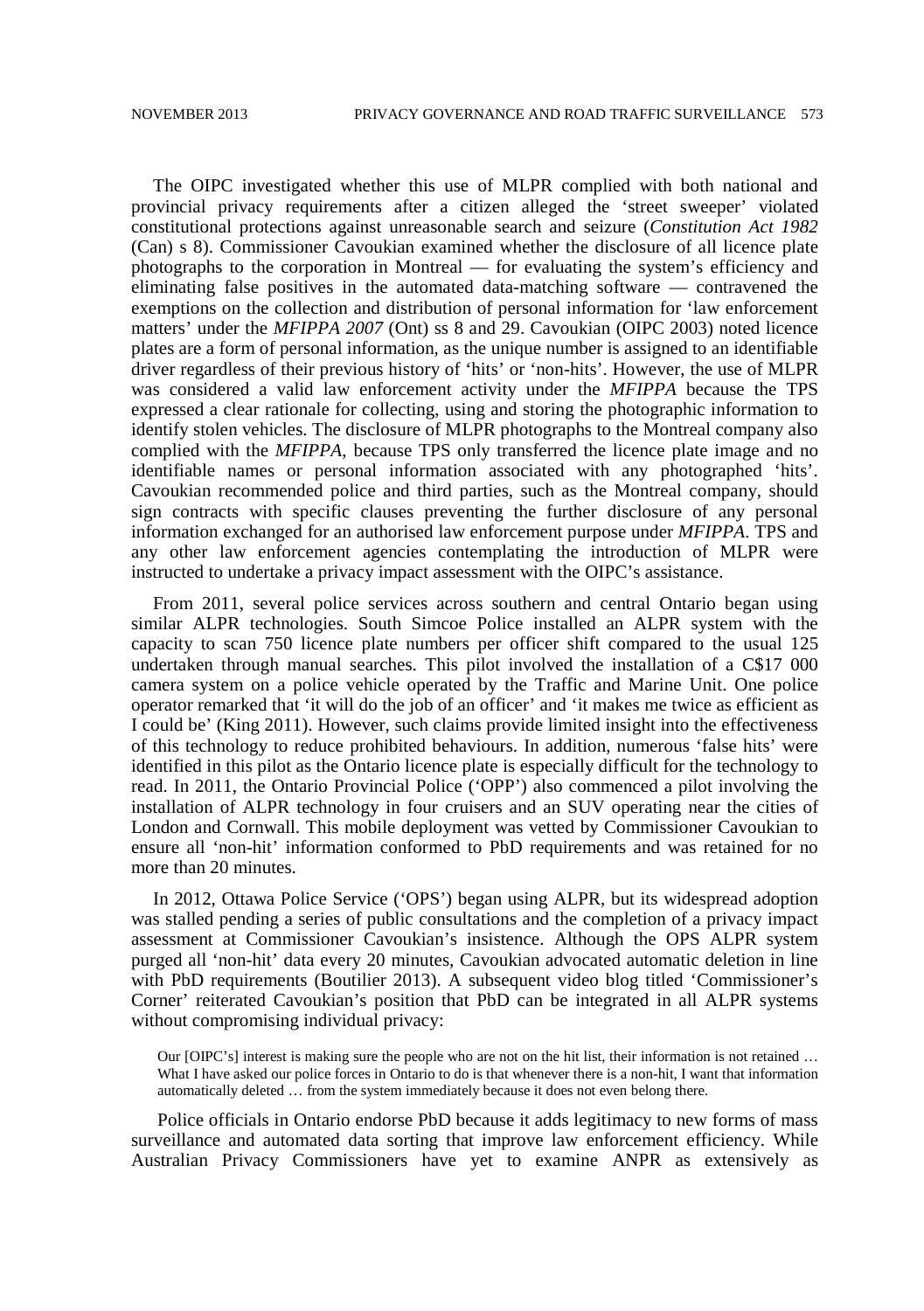The OIPC investigated whether this use of MLPR complied with both national and provincial privacy requirements after a citizen alleged the 'street sweeper' violated constitutional protections against unreasonable search and seizure (*Constitution Act 1982* (Can) s 8). Commissioner Cavoukian examined whether the disclosure of all licence plate photographs to the corporation in Montreal — for evaluating the system's efficiency and eliminating false positives in the automated data-matching software — contravened the exemptions on the collection and distribution of personal information for 'law enforcement matters' under the *MFIPPA 2007* (Ont) ss 8 and 29. Cavoukian (OIPC 2003) noted licence plates are a form of personal information, as the unique number is assigned to an identifiable driver regardless of their previous history of 'hits' or 'non-hits'. However, the use of MLPR was considered a valid law enforcement activity under the *MFIPPA* because the TPS expressed a clear rationale for collecting, using and storing the photographic information to identify stolen vehicles. The disclosure of MLPR photographs to the Montreal company also complied with the *MFIPPA*, because TPS only transferred the licence plate image and no identifiable names or personal information associated with any photographed 'hits'. Cavoukian recommended police and third parties, such as the Montreal company, should sign contracts with specific clauses preventing the further disclosure of any personal information exchanged for an authorised law enforcement purpose under *MFIPPA*. TPS and any other law enforcement agencies contemplating the introduction of MLPR were instructed to undertake a privacy impact assessment with the OIPC's assistance.

From 2011, several police services across southern and central Ontario began using similar ALPR technologies. South Simcoe Police installed an ALPR system with the capacity to scan 750 licence plate numbers per officer shift compared to the usual 125 undertaken through manual searches. This pilot involved the installation of a C$17 000 camera system on a police vehicle operated by the Traffic and Marine Unit. One police operator remarked that 'it will do the job of an officer' and 'it makes me twice as efficient as I could be' (King 2011). However, such claims provide limited insight into the effectiveness of this technology to reduce prohibited behaviours. In addition, numerous 'false hits' were identified in this pilot as the Ontario licence plate is especially difficult for the technology to read. In 2011, the Ontario Provincial Police ('OPP') also commenced a pilot involving the installation of ALPR technology in four cruisers and an SUV operating near the cities of London and Cornwall. This mobile deployment was vetted by Commissioner Cavoukian to ensure all 'non-hit' information conformed to PbD requirements and was retained for no more than 20 minutes.

In 2012, Ottawa Police Service ('OPS') began using ALPR, but its widespread adoption was stalled pending a series of public consultations and the completion of a privacy impact assessment at Commissioner Cavoukian's insistence. Although the OPS ALPR system purged all 'non-hit' data every 20 minutes, Cavoukian advocated automatic deletion in line with PbD requirements (Boutilier 2013). A subsequent video blog titled 'Commissioner's Corner' reiterated Cavoukian's position that PbD can be integrated in all ALPR systems without compromising individual privacy:

> Our [OIPC's] interest is making sure the people who are not on the hit list, their information is not retained … What I have asked our police forces in Ontario to do is that whenever there is a non-hit, I want that information automatically deleted … from the system immediately because it does not even belong there.

Police officials in Ontario endorse PbD because it adds legitimacy to new forms of mass surveillance and automated data sorting that improve law enforcement efficiency. While Australian Privacy Commissioners have yet to examine ANPR as extensively as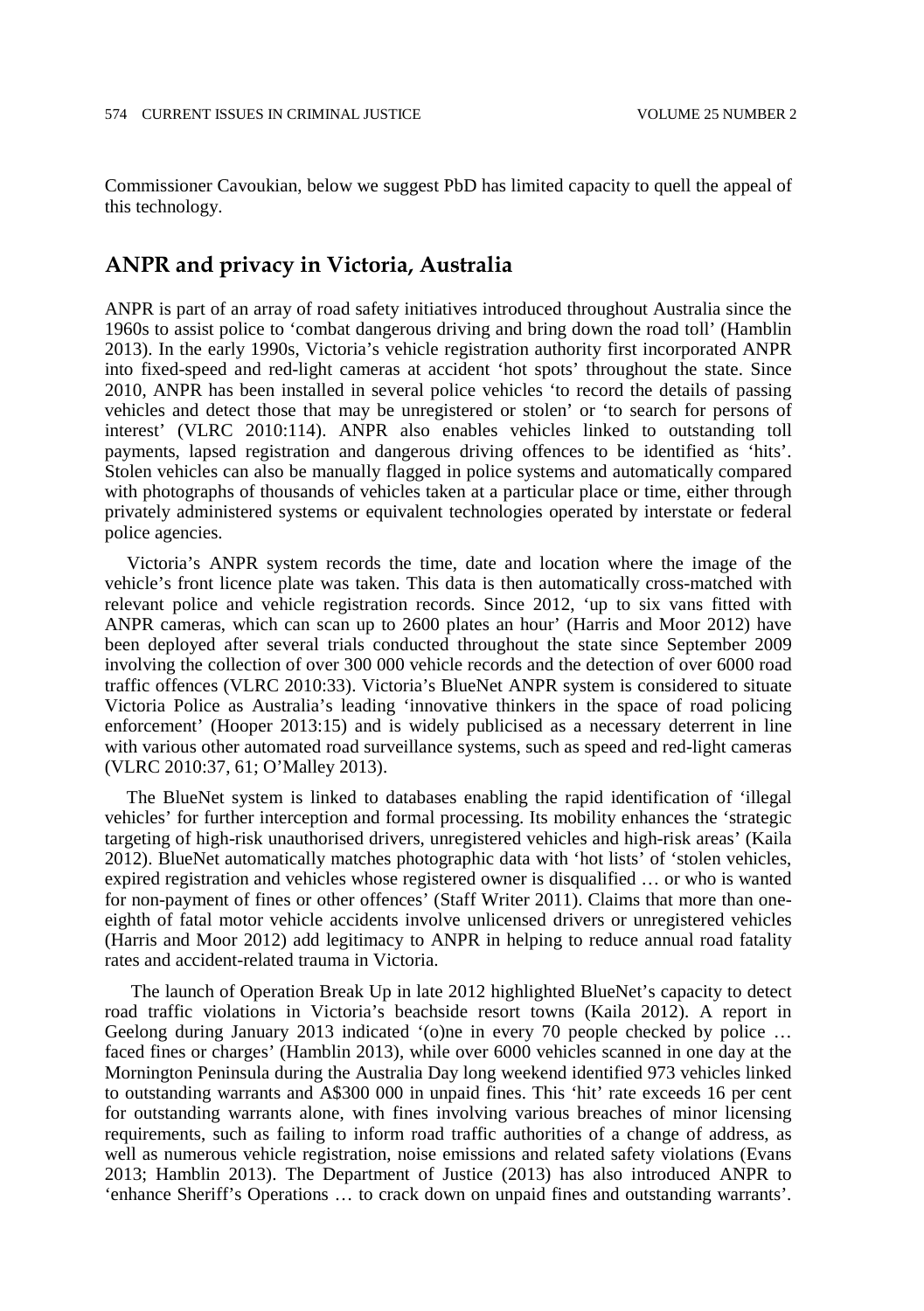Commissioner Cavoukian, below we suggest PbD has limited capacity to quell the appeal of this technology.

## ANPR and privacy in Victoria, Australia

ANPR is part of an array of road safety initiatives introduced throughout Australia since the 1960s to assist police to 'combat dangerous driving and bring down the road toll' (Hamblin 2013). In the early 1990s, Victoria's vehicle registration authority first incorporated ANPR into fixed-speed and red-light cameras at accident 'hot spots' throughout the state. Since 2010, ANPR has been installed in several police vehicles 'to record the details of passing vehicles and detect those that may be unregistered or stolen' or 'to search for persons of interest' (VLRC 2010:114). ANPR also enables vehicles linked to outstanding toll payments, lapsed registration and dangerous driving offences to be identified as 'hits'. Stolen vehicles can also be manually flagged in police systems and automatically compared with photographs of thousands of vehicles taken at a particular place or time, either through privately administered systems or equivalent technologies operated by interstate or federal police agencies.

Victoria's ANPR system records the time, date and location where the image of the vehicle's front licence plate was taken. This data is then automatically cross-matched with relevant police and vehicle registration records. Since 2012, 'up to six vans fitted with ANPR cameras, which can scan up to 2600 plates an hour' (Harris and Moor 2012) have been deployed after several trials conducted throughout the state since September 2009 involving the collection of over 300 000 vehicle records and the detection of over 6000 road traffic offences (VLRC 2010:33). Victoria's BlueNet ANPR system is considered to situate Victoria Police as Australia's leading 'innovative thinkers in the space of road policing enforcement' (Hooper 2013:15) and is widely publicised as a necessary deterrent in line with various other automated road surveillance systems, such as speed and red-light cameras (VLRC 2010:37, 61; O'Malley 2013).

The BlueNet system is linked to databases enabling the rapid identification of 'illegal vehicles' for further interception and formal processing. Its mobility enhances the 'strategic targeting of high-risk unauthorised drivers, unregistered vehicles and high-risk areas' (Kaila 2012). BlueNet automatically matches photographic data with 'hot lists' of 'stolen vehicles, expired registration and vehicles whose registered owner is disqualified … or who is wanted for non-payment of fines or other offences' (Staff Writer 2011). Claims that more than one-eighth of fatal motor vehicle accidents involve unlicensed drivers or unregistered vehicles (Harris and Moor 2012) add legitimacy to ANPR in helping to reduce annual road fatality rates and accident-related trauma in Victoria.

The launch of Operation Break Up in late 2012 highlighted BlueNet's capacity to detect road traffic violations in Victoria's beachside resort towns (Kaila 2012). A report in Geelong during January 2013 indicated '(o)ne in every 70 people checked by police … faced fines or charges' (Hamblin 2013), while over 6000 vehicles scanned in one day at the Mornington Peninsula during the Australia Day long weekend identified 973 vehicles linked to outstanding warrants and A$300 000 in unpaid fines. This 'hit' rate exceeds 16 per cent for outstanding warrants alone, with fines involving various breaches of minor licensing requirements, such as failing to inform road traffic authorities of a change of address, as well as numerous vehicle registration, noise emissions and related safety violations (Evans 2013; Hamblin 2013). The Department of Justice (2013) has also introduced ANPR to 'enhance Sheriff's Operations … to crack down on unpaid fines and outstanding warrants'.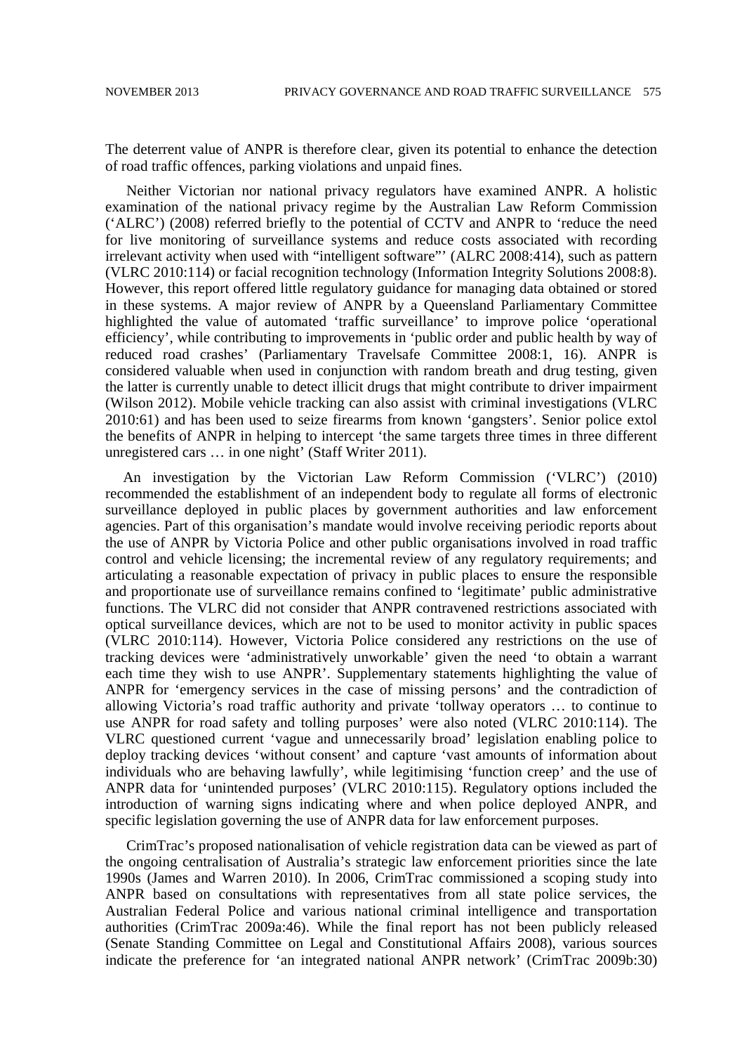The deterrent value of ANPR is therefore clear, given its potential to enhance the detection of road traffic offences, parking violations and unpaid fines.

Neither Victorian nor national privacy regulators have examined ANPR. A holistic examination of the national privacy regime by the Australian Law Reform Commission ('ALRC') (2008) referred briefly to the potential of CCTV and ANPR to 'reduce the need for live monitoring of surveillance systems and reduce costs associated with recording irrelevant activity when used with "intelligent software"' (ALRC 2008:414), such as pattern (VLRC 2010:114) or facial recognition technology (Information Integrity Solutions 2008:8). However, this report offered little regulatory guidance for managing data obtained or stored in these systems. A major review of ANPR by a Queensland Parliamentary Committee highlighted the value of automated 'traffic surveillance' to improve police 'operational efficiency', while contributing to improvements in 'public order and public health by way of reduced road crashes' (Parliamentary Travelsafe Committee 2008:1, 16). ANPR is considered valuable when used in conjunction with random breath and drug testing, given the latter is currently unable to detect illicit drugs that might contribute to driver impairment (Wilson 2012). Mobile vehicle tracking can also assist with criminal investigations (VLRC 2010:61) and has been used to seize firearms from known 'gangsters'. Senior police extol the benefits of ANPR in helping to intercept 'the same targets three times in three different unregistered cars … in one night' (Staff Writer 2011).

An investigation by the Victorian Law Reform Commission ('VLRC') (2010) recommended the establishment of an independent body to regulate all forms of electronic surveillance deployed in public places by government authorities and law enforcement agencies. Part of this organisation's mandate would involve receiving periodic reports about the use of ANPR by Victoria Police and other public organisations involved in road traffic control and vehicle licensing; the incremental review of any regulatory requirements; and articulating a reasonable expectation of privacy in public places to ensure the responsible and proportionate use of surveillance remains confined to 'legitimate' public administrative functions. The VLRC did not consider that ANPR contravened restrictions associated with optical surveillance devices, which are not to be used to monitor activity in public spaces (VLRC 2010:114). However, Victoria Police considered any restrictions on the use of tracking devices were 'administratively unworkable' given the need 'to obtain a warrant each time they wish to use ANPR'. Supplementary statements highlighting the value of ANPR for 'emergency services in the case of missing persons' and the contradiction of allowing Victoria's road traffic authority and private 'tollway operators … to continue to use ANPR for road safety and tolling purposes' were also noted (VLRC 2010:114). The VLRC questioned current 'vague and unnecessarily broad' legislation enabling police to deploy tracking devices 'without consent' and capture 'vast amounts of information about individuals who are behaving lawfully', while legitimising 'function creep' and the use of ANPR data for 'unintended purposes' (VLRC 2010:115). Regulatory options included the introduction of warning signs indicating where and when police deployed ANPR, and specific legislation governing the use of ANPR data for law enforcement purposes.

CrimTrac's proposed nationalisation of vehicle registration data can be viewed as part of the ongoing centralisation of Australia's strategic law enforcement priorities since the late 1990s (James and Warren 2010). In 2006, CrimTrac commissioned a scoping study into ANPR based on consultations with representatives from all state police services, the Australian Federal Police and various national criminal intelligence and transportation authorities (CrimTrac 2009a:46). While the final report has not been publicly released (Senate Standing Committee on Legal and Constitutional Affairs 2008), various sources indicate the preference for 'an integrated national ANPR network' (CrimTrac 2009b:30)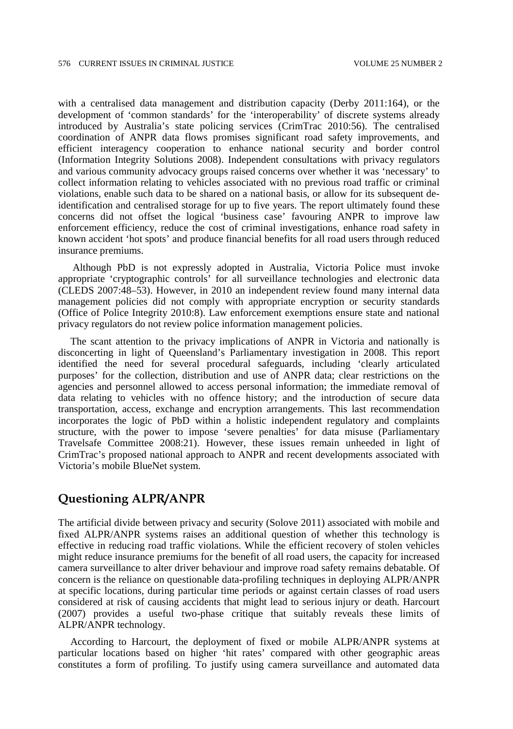with a centralised data management and distribution capacity (Derby 2011:164), or the development of 'common standards' for the 'interoperability' of discrete systems already introduced by Australia's state policing services (CrimTrac 2010:56). The centralised coordination of ANPR data flows promises significant road safety improvements, and efficient interagency cooperation to enhance national security and border control (Information Integrity Solutions 2008). Independent consultations with privacy regulators and various community advocacy groups raised concerns over whether it was 'necessary' to collect information relating to vehicles associated with no previous road traffic or criminal violations, enable such data to be shared on a national basis, or allow for its subsequent de-identification and centralised storage for up to five years. The report ultimately found these concerns did not offset the logical 'business case' favouring ANPR to improve law enforcement efficiency, reduce the cost of criminal investigations, enhance road safety in known accident 'hot spots' and produce financial benefits for all road users through reduced insurance premiums.

Although PbD is not expressly adopted in Australia, Victoria Police must invoke appropriate 'cryptographic controls' for all surveillance technologies and electronic data (CLEDS 2007:48–53). However, in 2010 an independent review found many internal data management policies did not comply with appropriate encryption or security standards (Office of Police Integrity 2010:8). Law enforcement exemptions ensure state and national privacy regulators do not review police information management policies.

The scant attention to the privacy implications of ANPR in Victoria and nationally is disconcerting in light of Queensland's Parliamentary investigation in 2008. This report identified the need for several procedural safeguards, including 'clearly articulated purposes' for the collection, distribution and use of ANPR data; clear restrictions on the agencies and personnel allowed to access personal information; the immediate removal of data relating to vehicles with no offence history; and the introduction of secure data transportation, access, exchange and encryption arrangements. This last recommendation incorporates the logic of PbD within a holistic independent regulatory and complaints structure, with the power to impose 'severe penalties' for data misuse (Parliamentary Travelsafe Committee 2008:21). However, these issues remain unheeded in light of CrimTrac's proposed national approach to ANPR and recent developments associated with Victoria's mobile BlueNet system.

## Questioning ALPR/ANPR

The artificial divide between privacy and security (Solove 2011) associated with mobile and fixed ALPR/ANPR systems raises an additional question of whether this technology is effective in reducing road traffic violations. While the efficient recovery of stolen vehicles might reduce insurance premiums for the benefit of all road users, the capacity for increased camera surveillance to alter driver behaviour and improve road safety remains debatable. Of concern is the reliance on questionable data-profiling techniques in deploying ALPR/ANPR at specific locations, during particular time periods or against certain classes of road users considered at risk of causing accidents that might lead to serious injury or death. Harcourt (2007) provides a useful two-phase critique that suitably reveals these limits of ALPR/ANPR technology.

According to Harcourt, the deployment of fixed or mobile ALPR/ANPR systems at particular locations based on higher 'hit rates' compared with other geographic areas constitutes a form of profiling. To justify using camera surveillance and automated data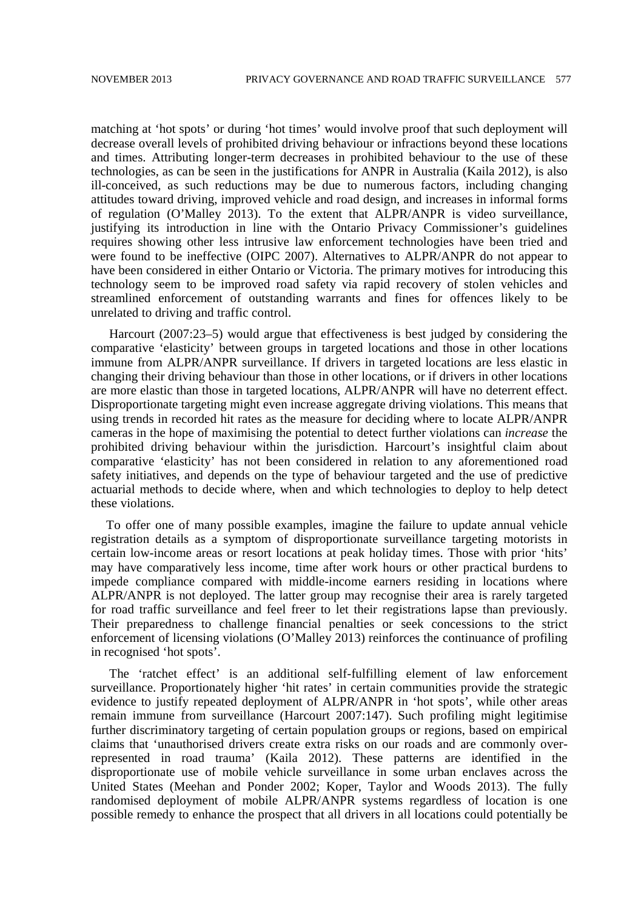matching at 'hot spots' or during 'hot times' would involve proof that such deployment will decrease overall levels of prohibited driving behaviour or infractions beyond these locations and times. Attributing longer-term decreases in prohibited behaviour to the use of these technologies, as can be seen in the justifications for ANPR in Australia (Kaila 2012), is also ill-conceived, as such reductions may be due to numerous factors, including changing attitudes toward driving, improved vehicle and road design, and increases in informal forms of regulation (O'Malley 2013). To the extent that ALPR/ANPR is video surveillance, justifying its introduction in line with the Ontario Privacy Commissioner's guidelines requires showing other less intrusive law enforcement technologies have been tried and were found to be ineffective (OIPC 2007). Alternatives to ALPR/ANPR do not appear to have been considered in either Ontario or Victoria. The primary motives for introducing this technology seem to be improved road safety via rapid recovery of stolen vehicles and streamlined enforcement of outstanding warrants and fines for offences likely to be unrelated to driving and traffic control.

Harcourt (2007:23–5) would argue that effectiveness is best judged by considering the comparative 'elasticity' between groups in targeted locations and those in other locations immune from ALPR/ANPR surveillance. If drivers in targeted locations are less elastic in changing their driving behaviour than those in other locations, or if drivers in other locations are more elastic than those in targeted locations, ALPR/ANPR will have no deterrent effect. Disproportionate targeting might even increase aggregate driving violations. This means that using trends in recorded hit rates as the measure for deciding where to locate ALPR/ANPR cameras in the hope of maximising the potential to detect further violations can *increase* the prohibited driving behaviour within the jurisdiction. Harcourt's insightful claim about comparative 'elasticity' has not been considered in relation to any aforementioned road safety initiatives, and depends on the type of behaviour targeted and the use of predictive actuarial methods to decide where, when and which technologies to deploy to help detect these violations.

To offer one of many possible examples, imagine the failure to update annual vehicle registration details as a symptom of disproportionate surveillance targeting motorists in certain low-income areas or resort locations at peak holiday times. Those with prior 'hits' may have comparatively less income, time after work hours or other practical burdens to impede compliance compared with middle-income earners residing in locations where ALPR/ANPR is not deployed. The latter group may recognise their area is rarely targeted for road traffic surveillance and feel freer to let their registrations lapse than previously. Their preparedness to challenge financial penalties or seek concessions to the strict enforcement of licensing violations (O'Malley 2013) reinforces the continuance of profiling in recognised 'hot spots'.

The 'ratchet effect' is an additional self-fulfilling element of law enforcement surveillance. Proportionately higher 'hit rates' in certain communities provide the strategic evidence to justify repeated deployment of ALPR/ANPR in 'hot spots', while other areas remain immune from surveillance (Harcourt 2007:147). Such profiling might legitimise further discriminatory targeting of certain population groups or regions, based on empirical claims that 'unauthorised drivers create extra risks on our roads and are commonly over-represented in road trauma' (Kaila 2012). These patterns are identified in the disproportionate use of mobile vehicle surveillance in some urban enclaves across the United States (Meehan and Ponder 2002; Koper, Taylor and Woods 2013). The fully randomised deployment of mobile ALPR/ANPR systems regardless of location is one possible remedy to enhance the prospect that all drivers in all locations could potentially be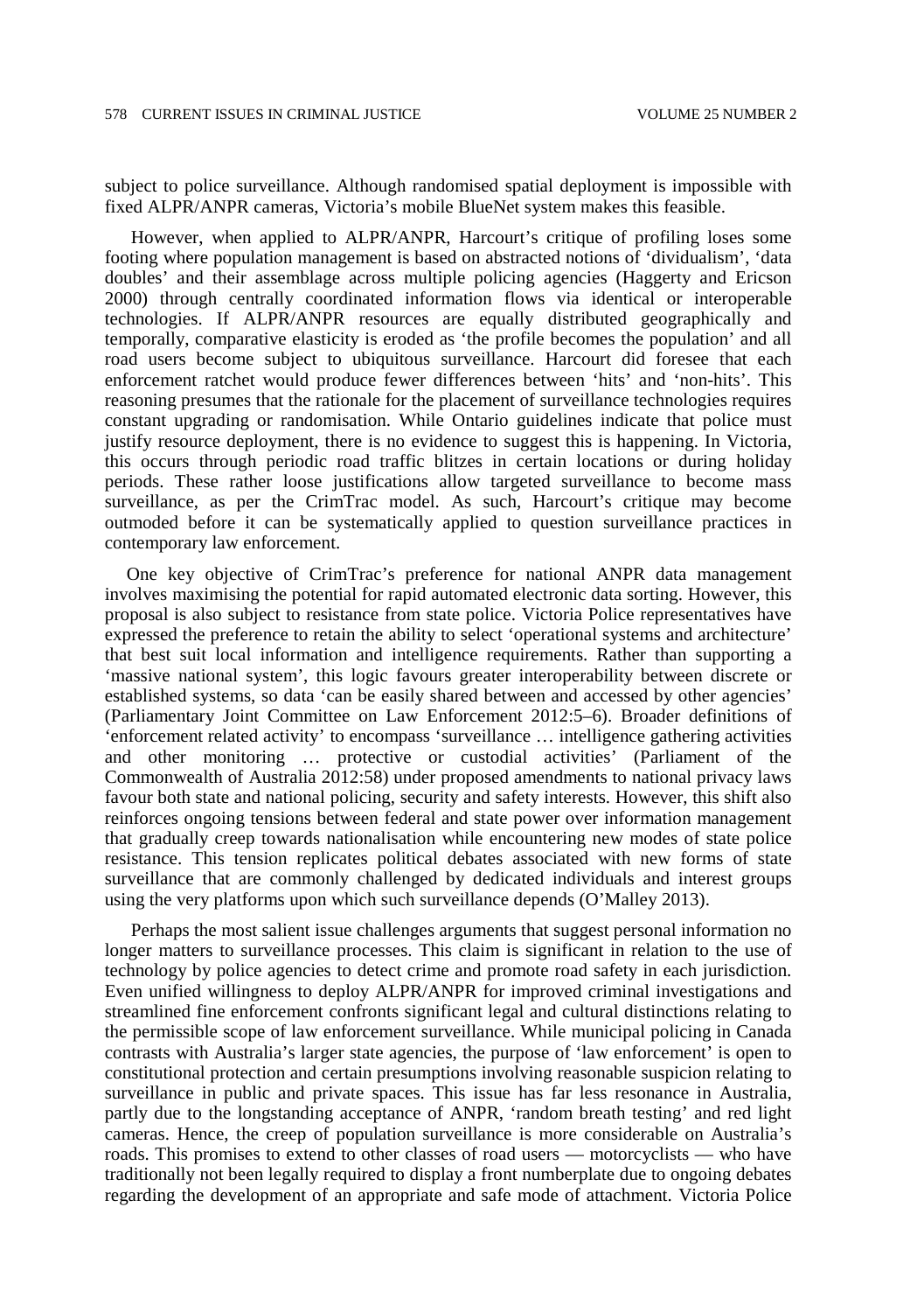subject to police surveillance. Although randomised spatial deployment is impossible with fixed ALPR/ANPR cameras, Victoria's mobile BlueNet system makes this feasible.

However, when applied to ALPR/ANPR, Harcourt's critique of profiling loses some footing where population management is based on abstracted notions of 'dividualism', 'data doubles' and their assemblage across multiple policing agencies (Haggerty and Ericson 2000) through centrally coordinated information flows via identical or interoperable technologies. If ALPR/ANPR resources are equally distributed geographically and temporally, comparative elasticity is eroded as 'the profile becomes the population' and all road users become subject to ubiquitous surveillance. Harcourt did foresee that each enforcement ratchet would produce fewer differences between 'hits' and 'non-hits'. This reasoning presumes that the rationale for the placement of surveillance technologies requires constant upgrading or randomisation. While Ontario guidelines indicate that police must justify resource deployment, there is no evidence to suggest this is happening. In Victoria, this occurs through periodic road traffic blitzes in certain locations or during holiday periods. These rather loose justifications allow targeted surveillance to become mass surveillance, as per the CrimTrac model. As such, Harcourt's critique may become outmoded before it can be systematically applied to question surveillance practices in contemporary law enforcement.

One key objective of CrimTrac's preference for national ANPR data management involves maximising the potential for rapid automated electronic data sorting. However, this proposal is also subject to resistance from state police. Victoria Police representatives have expressed the preference to retain the ability to select 'operational systems and architecture' that best suit local information and intelligence requirements. Rather than supporting a 'massive national system', this logic favours greater interoperability between discrete or established systems, so data 'can be easily shared between and accessed by other agencies' (Parliamentary Joint Committee on Law Enforcement 2012:5–6). Broader definitions of 'enforcement related activity' to encompass 'surveillance … intelligence gathering activities and other monitoring … protective or custodial activities' (Parliament of the Commonwealth of Australia 2012:58) under proposed amendments to national privacy laws favour both state and national policing, security and safety interests. However, this shift also reinforces ongoing tensions between federal and state power over information management that gradually creep towards nationalisation while encountering new modes of state police resistance. This tension replicates political debates associated with new forms of state surveillance that are commonly challenged by dedicated individuals and interest groups using the very platforms upon which such surveillance depends (O'Malley 2013).

Perhaps the most salient issue challenges arguments that suggest personal information no longer matters to surveillance processes. This claim is significant in relation to the use of technology by police agencies to detect crime and promote road safety in each jurisdiction. Even unified willingness to deploy ALPR/ANPR for improved criminal investigations and streamlined fine enforcement confronts significant legal and cultural distinctions relating to the permissible scope of law enforcement surveillance. While municipal policing in Canada contrasts with Australia's larger state agencies, the purpose of 'law enforcement' is open to constitutional protection and certain presumptions involving reasonable suspicion relating to surveillance in public and private spaces. This issue has far less resonance in Australia, partly due to the longstanding acceptance of ANPR, 'random breath testing' and red light cameras. Hence, the creep of population surveillance is more considerable on Australia's roads. This promises to extend to other classes of road users — motorcyclists — who have traditionally not been legally required to display a front numberplate due to ongoing debates regarding the development of an appropriate and safe mode of attachment. Victoria Police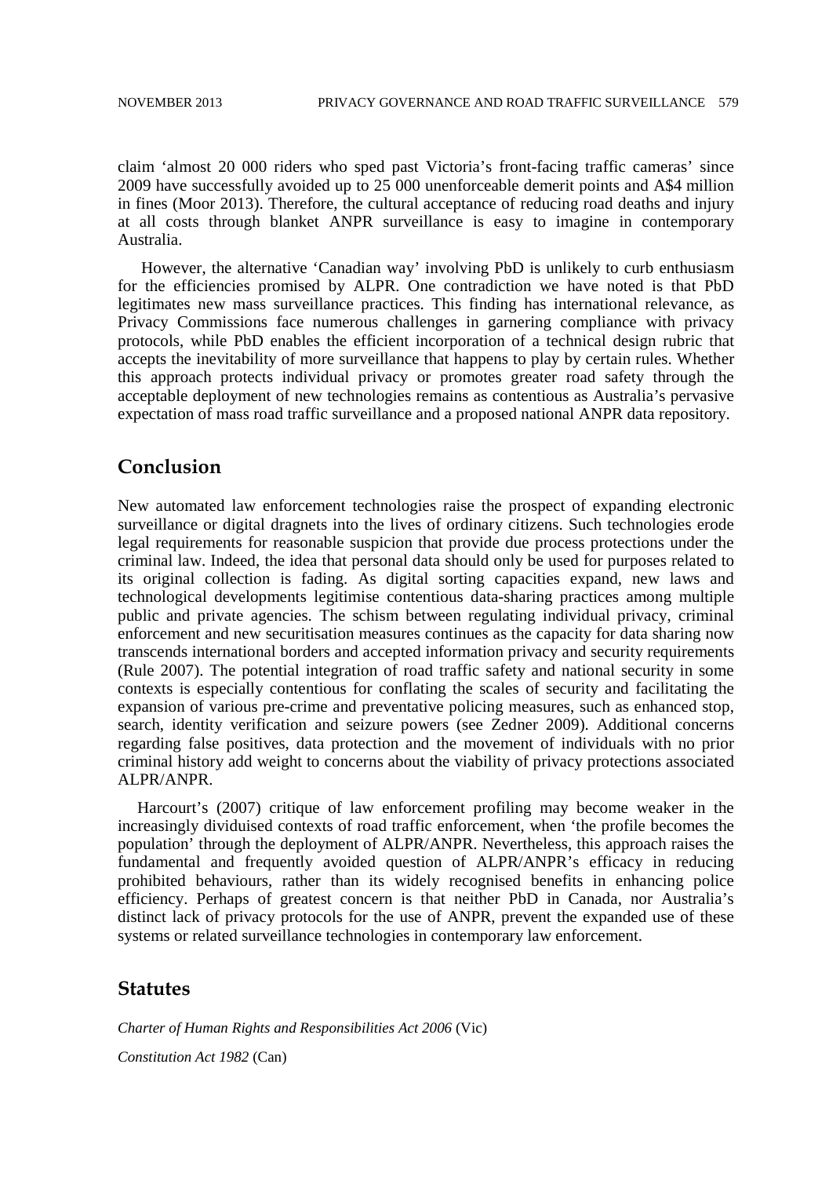claim 'almost 20 000 riders who sped past Victoria's front-facing traffic cameras' since 2009 have successfully avoided up to 25 000 unenforceable demerit points and A$4 million in fines (Moor 2013). Therefore, the cultural acceptance of reducing road deaths and injury at all costs through blanket ANPR surveillance is easy to imagine in contemporary Australia.

However, the alternative 'Canadian way' involving PbD is unlikely to curb enthusiasm for the efficiencies promised by ALPR. One contradiction we have noted is that PbD legitimates new mass surveillance practices. This finding has international relevance, as Privacy Commissions face numerous challenges in garnering compliance with privacy protocols, while PbD enables the efficient incorporation of a technical design rubric that accepts the inevitability of more surveillance that happens to play by certain rules. Whether this approach protects individual privacy or promotes greater road safety through the acceptable deployment of new technologies remains as contentious as Australia's pervasive expectation of mass road traffic surveillance and a proposed national ANPR data repository.

## Conclusion

New automated law enforcement technologies raise the prospect of expanding electronic surveillance or digital dragnets into the lives of ordinary citizens. Such technologies erode legal requirements for reasonable suspicion that provide due process protections under the criminal law. Indeed, the idea that personal data should only be used for purposes related to its original collection is fading. As digital sorting capacities expand, new laws and technological developments legitimise contentious data-sharing practices among multiple public and private agencies. The schism between regulating individual privacy, criminal enforcement and new securitisation measures continues as the capacity for data sharing now transcends international borders and accepted information privacy and security requirements (Rule 2007). The potential integration of road traffic safety and national security in some contexts is especially contentious for conflating the scales of security and facilitating the expansion of various pre-crime and preventative policing measures, such as enhanced stop, search, identity verification and seizure powers (see Zedner 2009). Additional concerns regarding false positives, data protection and the movement of individuals with no prior criminal history add weight to concerns about the viability of privacy protections associated ALPR/ANPR.

Harcourt's (2007) critique of law enforcement profiling may become weaker in the increasingly dividuised contexts of road traffic enforcement, when 'the profile becomes the population' through the deployment of ALPR/ANPR. Nevertheless, this approach raises the fundamental and frequently avoided question of ALPR/ANPR's efficacy in reducing prohibited behaviours, rather than its widely recognised benefits in enhancing police efficiency. Perhaps of greatest concern is that neither PbD in Canada, nor Australia's distinct lack of privacy protocols for the use of ANPR, prevent the expanded use of these systems or related surveillance technologies in contemporary law enforcement.

## Statutes

*Charter of Human Rights and Responsibilities Act 2006* (Vic)

*Constitution Act 1982* (Can)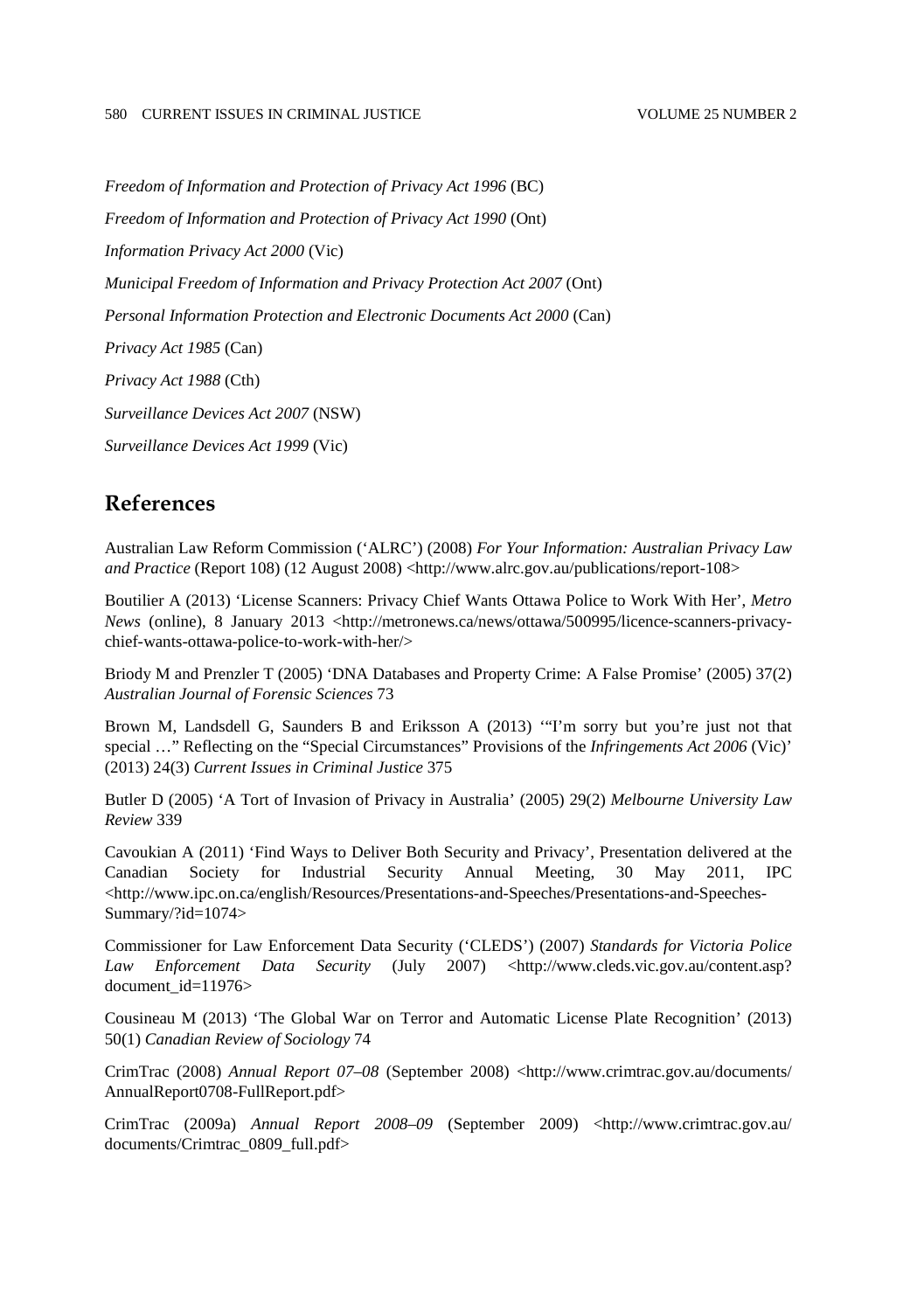*Freedom of Information and Protection of Privacy Act 1996* (BC)

*Freedom of Information and Protection of Privacy Act 1990* (Ont)

*Information Privacy Act 2000* (Vic)

*Municipal Freedom of Information and Privacy Protection Act 2007* (Ont)

*Personal Information Protection and Electronic Documents Act 2000* (Can)

*Privacy Act 1985* (Can)

*Privacy Act 1988* (Cth)

*Surveillance Devices Act 2007* (NSW)

*Surveillance Devices Act 1999* (Vic)

## References

Australian Law Reform Commission ('ALRC') (2008) *For Your Information: Australian Privacy Law and Practice* (Report 108) (12 August 2008) <http://www.alrc.gov.au/publications/report-108>

Boutilier A (2013) 'License Scanners: Privacy Chief Wants Ottawa Police to Work With Her', *Metro News* (online), 8 January 2013 <http://metronews.ca/news/ottawa/500995/licence-scanners-privacy-chief-wants-ottawa-police-to-work-with-her/>

Briody M and Prenzler T (2005) 'DNA Databases and Property Crime: A False Promise' (2005) 37(2) *Australian Journal of Forensic Sciences* 73

Brown M, Landsdell G, Saunders B and Eriksson A (2013) '"I'm sorry but you're just not that special …" Reflecting on the "Special Circumstances" Provisions of the *Infringements Act 2006* (Vic)' (2013) 24(3) *Current Issues in Criminal Justice* 375

Butler D (2005) 'A Tort of Invasion of Privacy in Australia' (2005) 29(2) *Melbourne University Law Review* 339

Cavoukian A (2011) 'Find Ways to Deliver Both Security and Privacy', Presentation delivered at the Canadian Society for Industrial Security Annual Meeting, 30 May 2011, IPC <http://www.ipc.on.ca/english/Resources/Presentations-and-Speeches/Presentations-and-Speeches-Summary/?id=1074>

Commissioner for Law Enforcement Data Security ('CLEDS') (2007) *Standards for Victoria Police Law Enforcement Data Security* (July 2007) <http://www.cleds.vic.gov.au/content.asp?document_id=11976>

Cousineau M (2013) 'The Global War on Terror and Automatic License Plate Recognition' (2013) 50(1) *Canadian Review of Sociology* 74

CrimTrac (2008) *Annual Report 07–08* (September 2008) <http://www.crimtrac.gov.au/documents/AnnualReport0708-FullReport.pdf>

CrimTrac (2009a) *Annual Report 2008–09* (September 2009) <http://www.crimtrac.gov.au/documents/Crimtrac_0809_full.pdf>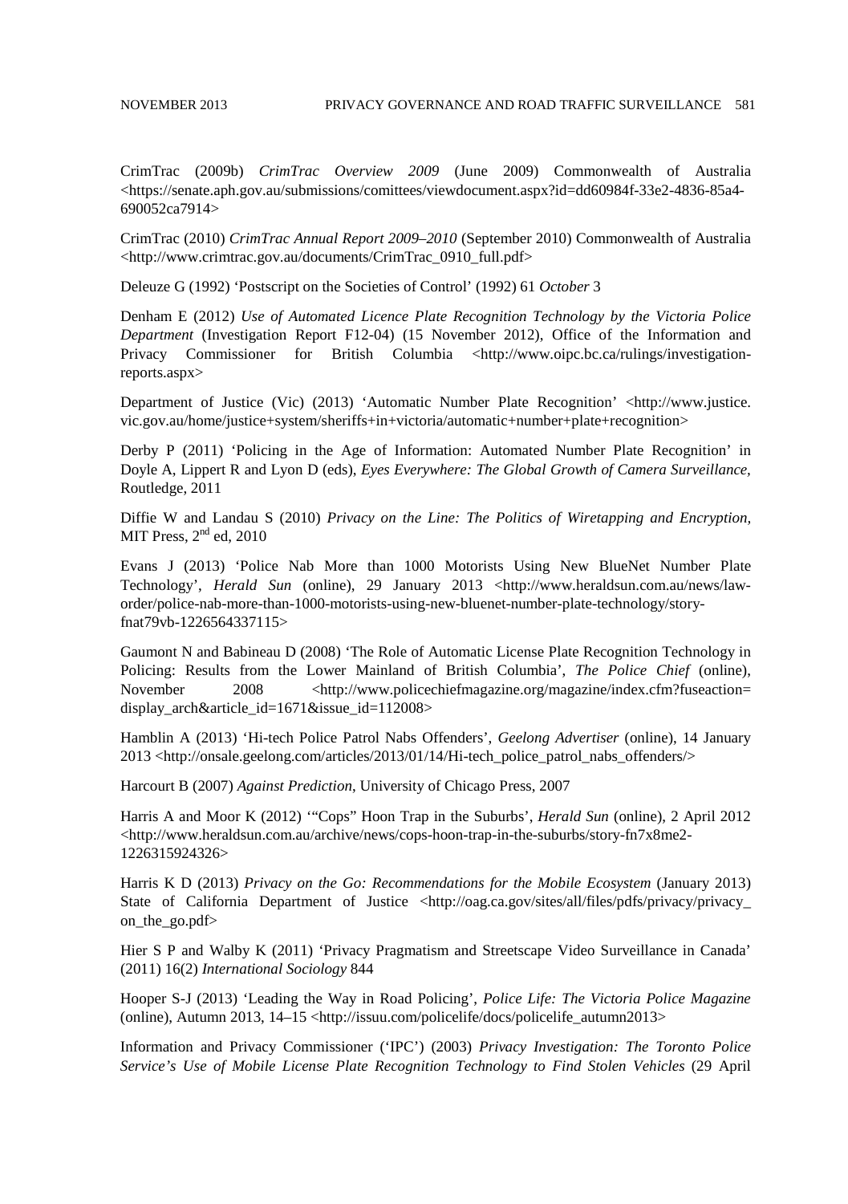CrimTrac (2009b) *CrimTrac Overview 2009* (June 2009) Commonwealth of Australia <https://senate.aph.gov.au/submissions/comittees/viewdocument.aspx?id=dd60984f-33e2-4836-85a4-690052ca7914>

CrimTrac (2010) *CrimTrac Annual Report 2009–2010* (September 2010) Commonwealth of Australia <http://www.crimtrac.gov.au/documents/CrimTrac_0910_full.pdf>

Deleuze G (1992) 'Postscript on the Societies of Control' (1992) 61 *October* 3

Denham E (2012) *Use of Automated Licence Plate Recognition Technology by the Victoria Police Department* (Investigation Report F12-04) (15 November 2012), Office of the Information and Privacy Commissioner for British Columbia <http://www.oipc.bc.ca/rulings/investigation-reports.aspx>

Department of Justice (Vic) (2013) 'Automatic Number Plate Recognition' <http://www.justice.vic.gov.au/home/justice+system/sheriffs+in+victoria/automatic+number+plate+recognition>

Derby P (2011) 'Policing in the Age of Information: Automated Number Plate Recognition' in Doyle A, Lippert R and Lyon D (eds), *Eyes Everywhere: The Global Growth of Camera Surveillance*, Routledge, 2011

Diffie W and Landau S (2010) *Privacy on the Line: The Politics of Wiretapping and Encryption,* MIT Press, 2nd ed, 2010

Evans J (2013) 'Police Nab More than 1000 Motorists Using New BlueNet Number Plate Technology', *Herald Sun* (online), 29 January 2013 <http://www.heraldsun.com.au/news/law-order/police-nab-more-than-1000-motorists-using-new-bluenet-number-plate-technology/story-fnat79vb-1226564337115>

Gaumont N and Babineau D (2008) 'The Role of Automatic License Plate Recognition Technology in Policing: Results from the Lower Mainland of British Columbia', *The Police Chief* (online), November 2008 <http://www.policechiefmagazine.org/magazine/index.cfm?fuseaction=display_arch&article_id=1671&issue_id=112008>

Hamblin A (2013) 'Hi-tech Police Patrol Nabs Offenders', *Geelong Advertiser* (online), 14 January 2013 <http://onsale.geelong.com/articles/2013/01/14/Hi-tech_police_patrol_nabs_offenders/>

Harcourt B (2007) *Against Prediction*, University of Chicago Press, 2007

Harris A and Moor K (2012) '"Cops" Hoon Trap in the Suburbs', *Herald Sun* (online), 2 April 2012 <http://www.heraldsun.com.au/archive/news/cops-hoon-trap-in-the-suburbs/story-fn7x8me2-1226315924326>

Harris K D (2013) *Privacy on the Go: Recommendations for the Mobile Ecosystem* (January 2013) State of California Department of Justice <http://oag.ca.gov/sites/all/files/pdfs/privacy/privacy_on_the_go.pdf>

Hier S P and Walby K (2011) 'Privacy Pragmatism and Streetscape Video Surveillance in Canada' (2011) 16(2) *International Sociology* 844

Hooper S-J (2013) 'Leading the Way in Road Policing', *Police Life: The Victoria Police Magazine* (online), Autumn 2013, 14–15 <http://issuu.com/policelife/docs/policelife_autumn2013>

Information and Privacy Commissioner ('IPC') (2003) *Privacy Investigation: The Toronto Police Service's Use of Mobile License Plate Recognition Technology to Find Stolen Vehicles* (29 April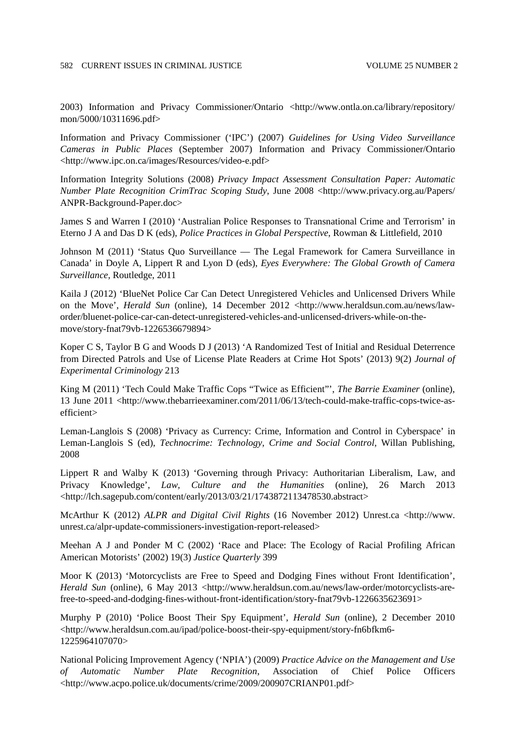2003) Information and Privacy Commissioner/Ontario <http://www.ontla.on.ca/library/repository/mon/5000/10311696.pdf>

Information and Privacy Commissioner ('IPC') (2007) *Guidelines for Using Video Surveillance Cameras in Public Places* (September 2007) Information and Privacy Commissioner/Ontario <http://www.ipc.on.ca/images/Resources/video-e.pdf>

Information Integrity Solutions (2008) *Privacy Impact Assessment Consultation Paper: Automatic Number Plate Recognition CrimTrac Scoping Study*, June 2008 <http://www.privacy.org.au/Papers/ANPR-Background-Paper.doc>

James S and Warren I (2010) 'Australian Police Responses to Transnational Crime and Terrorism' in Eterno J A and Das D K (eds), *Police Practices in Global Perspective*, Rowman & Littlefield, 2010

Johnson M (2011) 'Status Quo Surveillance — The Legal Framework for Camera Surveillance in Canada' in Doyle A, Lippert R and Lyon D (eds), *Eyes Everywhere: The Global Growth of Camera Surveillance*, Routledge, 2011

Kaila J (2012) 'BlueNet Police Car Can Detect Unregistered Vehicles and Unlicensed Drivers While on the Move', *Herald Sun* (online), 14 December 2012 <http://www.heraldsun.com.au/news/law-order/bluenet-police-car-can-detect-unregistered-vehicles-and-unlicensed-drivers-while-on-the-move/story-fnat79vb-1226536679894>

Koper C S, Taylor B G and Woods D J (2013) 'A Randomized Test of Initial and Residual Deterrence from Directed Patrols and Use of License Plate Readers at Crime Hot Spots' (2013) 9(2) *Journal of Experimental Criminology* 213

King M (2011) 'Tech Could Make Traffic Cops "Twice as Efficient"', *The Barrie Examiner* (online), 13 June 2011 <http://www.thebarrieexaminer.com/2011/06/13/tech-could-make-traffic-cops-twice-as-efficient>

Leman-Langlois S (2008) 'Privacy as Currency: Crime, Information and Control in Cyberspace' in Leman-Langlois S (ed), *Technocrime: Technology, Crime and Social Control*, Willan Publishing, 2008

Lippert R and Walby K (2013) 'Governing through Privacy: Authoritarian Liberalism, Law, and Privacy Knowledge', *Law, Culture and the Humanities* (online), 26 March 2013 <http://lch.sagepub.com/content/early/2013/03/21/1743872113478530.abstract>

McArthur K (2012) *ALPR and Digital Civil Rights* (16 November 2012) Unrest.ca <http://www.unrest.ca/alpr-update-commissioners-investigation-report-released>

Meehan A J and Ponder M C (2002) 'Race and Place: The Ecology of Racial Profiling African American Motorists' (2002) 19(3) *Justice Quarterly* 399

Moor K (2013) 'Motorcyclists are Free to Speed and Dodging Fines without Front Identification', *Herald Sun* (online), 6 May 2013 <http://www.heraldsun.com.au/news/law-order/motorcyclists-are-free-to-speed-and-dodging-fines-without-front-identification/story-fnat79vb-1226635623691>

Murphy P (2010) 'Police Boost Their Spy Equipment', *Herald Sun* (online), 2 December 2010 <http://www.heraldsun.com.au/ipad/police-boost-their-spy-equipment/story-fn6bfkm6-1225964107070>

National Policing Improvement Agency ('NPIA') (2009) *Practice Advice on the Management and Use of Automatic Number Plate Recognition*, Association of Chief Police Officers <http://www.acpo.police.uk/documents/crime/2009/200907CRIANP01.pdf>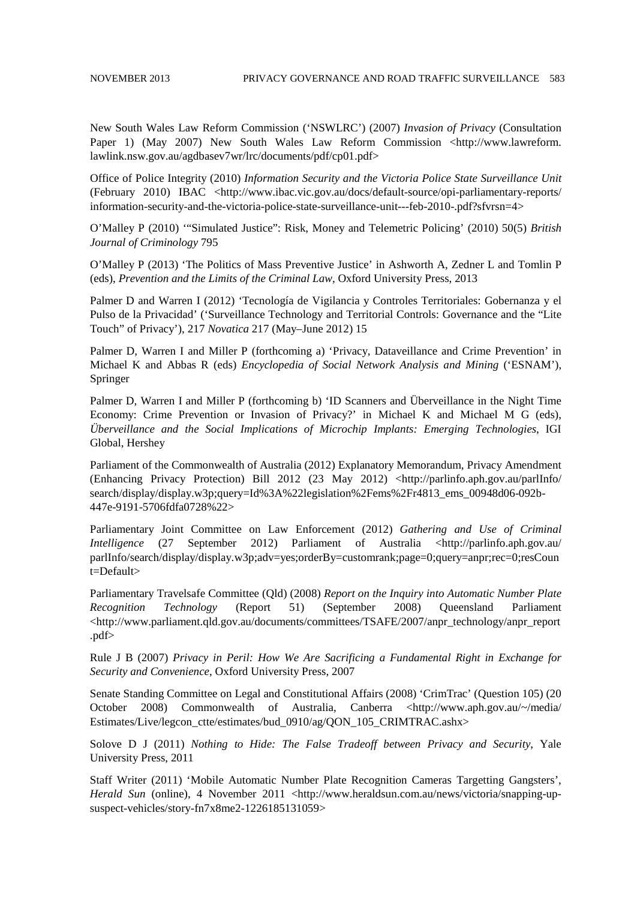New South Wales Law Reform Commission ('NSWLRC') (2007) *Invasion of Privacy* (Consultation Paper 1) (May 2007) New South Wales Law Reform Commission <http://www.lawreform.lawlink.nsw.gov.au/agdbasev7wr/lrc/documents/pdf/cp01.pdf>

Office of Police Integrity (2010) *Information Security and the Victoria Police State Surveillance Unit* (February 2010) IBAC <http://www.ibac.vic.gov.au/docs/default-source/opi-parliamentary-reports/information-security-and-the-victoria-police-state-surveillance-unit---feb-2010-.pdf?sfvrsn=4>

O'Malley P (2010) '"Simulated Justice": Risk, Money and Telemetric Policing' (2010) 50(5) *British Journal of Criminology* 795

O'Malley P (2013) 'The Politics of Mass Preventive Justice' in Ashworth A, Zedner L and Tomlin P (eds), *Prevention and the Limits of the Criminal Law*, Oxford University Press, 2013

Palmer D and Warren I (2012) 'Tecnología de Vigilancia y Controles Territoriales: Gobernanza y el Pulso de la Privacidad' ('Surveillance Technology and Territorial Controls: Governance and the "Lite Touch" of Privacy'), 217 *Novatica* 217 (May–June 2012) 15

Palmer D, Warren I and Miller P (forthcoming a) 'Privacy, Dataveillance and Crime Prevention' in Michael K and Abbas R (eds) *Encyclopedia of Social Network Analysis and Mining* ('ESNAM'), Springer

Palmer D, Warren I and Miller P (forthcoming b) 'ID Scanners and Überveillance in the Night Time Economy: Crime Prevention or Invasion of Privacy?' in Michael K and Michael M G (eds), *Überveillance and the Social Implications of Microchip Implants: Emerging Technologies*, IGI Global, Hershey

Parliament of the Commonwealth of Australia (2012) Explanatory Memorandum, Privacy Amendment (Enhancing Privacy Protection) Bill 2012 (23 May 2012) <http://parlinfo.aph.gov.au/parlInfo/search/display/display.w3p;query=Id%3A%22legislation%2Fems%2Fr4813_ems_00948d06-092b-447e-9191-5706fdfa0728%22>

Parliamentary Joint Committee on Law Enforcement (2012) *Gathering and Use of Criminal Intelligence* (27 September 2012) Parliament of Australia <http://parlinfo.aph.gov.au/parlInfo/search/display/display.w3p;adv=yes;orderBy=customrank;page=0;query=anpr;rec=0;resCount=Default>

Parliamentary Travelsafe Committee (Qld) (2008) *Report on the Inquiry into Automatic Number Plate Recognition Technology* (Report 51) (September 2008) Queensland Parliament <http://www.parliament.qld.gov.au/documents/committees/TSAFE/2007/anpr_technology/anpr_report.pdf>

Rule J B (2007) *Privacy in Peril: How We Are Sacrificing a Fundamental Right in Exchange for Security and Convenience*, Oxford University Press, 2007

Senate Standing Committee on Legal and Constitutional Affairs (2008) 'CrimTrac' (Question 105) (20 October 2008) Commonwealth of Australia, Canberra <http://www.aph.gov.au/~/media/Estimates/Live/legcon_ctte/estimates/bud_0910/ag/QON_105_CRIMTRAC.ashx>

Solove D J (2011) *Nothing to Hide: The False Tradeoff between Privacy and Security*, Yale University Press, 2011

Staff Writer (2011) 'Mobile Automatic Number Plate Recognition Cameras Targetting Gangsters', *Herald Sun* (online), 4 November 2011 <http://www.heraldsun.com.au/news/victoria/snapping-up-suspect-vehicles/story-fn7x8me2-1226185131059>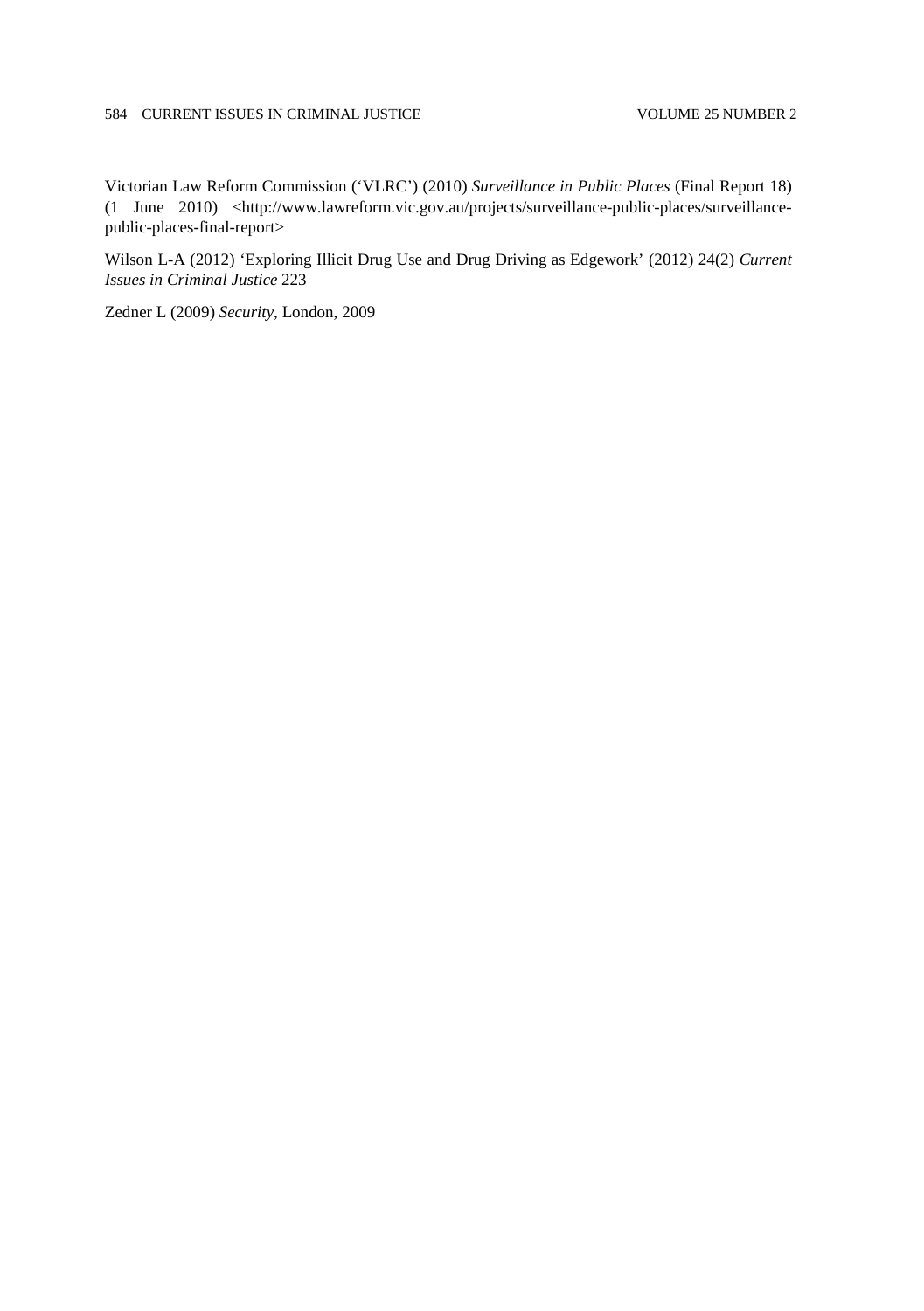Victorian Law Reform Commission ('VLRC') (2010) *Surveillance in Public Places* (Final Report 18) (1 June 2010) <http://www.lawreform.vic.gov.au/projects/surveillance-public-places/surveillance-public-places-final-report>

Wilson L-A (2012) 'Exploring Illicit Drug Use and Drug Driving as Edgework' (2012) 24(2) *Current Issues in Criminal Justice* 223

Zedner L (2009) *Security*, London, 2009